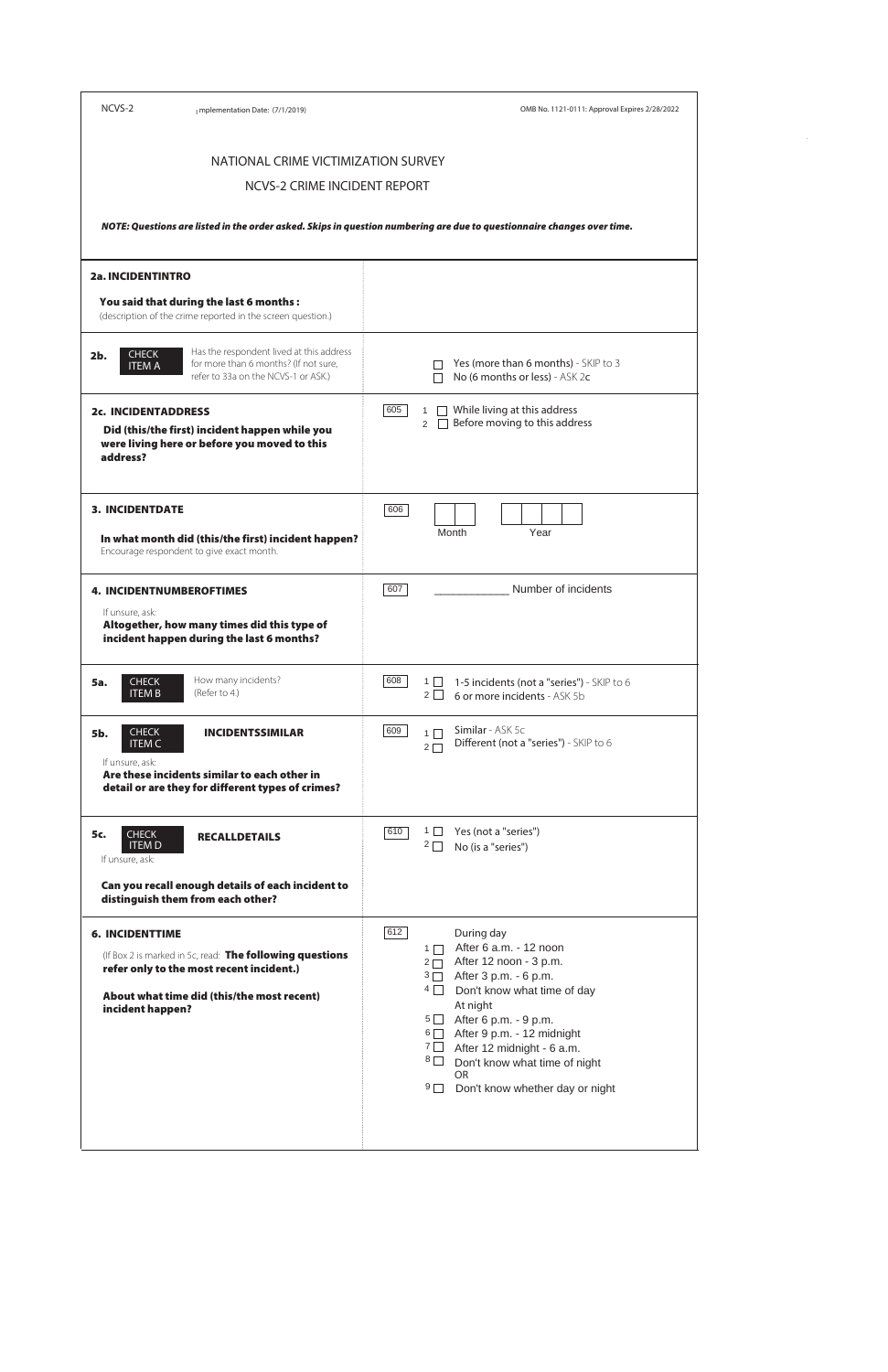NCVS-2 Implementation Date: (7/1/2019) OMB No. 1121-0111: Approval Expires 2/28/2022

# NATIONAL CRIME VICTIMIZATION SURVEY

## NCVS-2 CRIME INCIDENT REPORT

***NOTE: Questions are listed in the order asked. Skips in question numbering are due to questionnaire changes over time.***

| Question | Response |
|---|---|
| **2a. INCIDENTINTRO**<br><br>**You said that during the last 6 months :**<br>(description of the crime reported in the screen question.) | |
| **2b.** CHECK ITEM A — Has the respondent lived at this address for more than 6 months? (If not sure, refer to 33a on the NCVS-1 or ASK.) | ☐ Yes (more than 6 months) - SKIP to 3<br>☐ No (6 months or less) - ASK 2c |
| **2c. INCIDENTADDRESS**<br><br>**Did (this/the first) incident happen while you were living here or before you moved to this address?** | 605<br>1 ☐ While living at this address<br>2 ☐ Before moving to this address |
| **3. INCIDENTDATE**<br><br>**In what month did (this/the first) incident happen?**<br>Encourage respondent to give exact month. | 606<br>☐☐ Month ☐☐☐☐ Year |
| **4. INCIDENTNUMBEROFTIMES**<br><br>If unsure, ask:<br>**Altogether, how many times did this type of incident happen during the last 6 months?** | 607<br>____________ Number of incidents |
| **5a.** CHECK ITEM B — How many incidents? (Refer to 4.) | 608<br>1 ☐ 1-5 incidents (not a "series") - SKIP to 6<br>2 ☐ 6 or more incidents - ASK 5b |
| **5b.** CHECK ITEM C — **INCIDENTSSIMILAR**<br><br>If unsure, ask:<br>**Are these incidents similar to each other in detail or are they for different types of crimes?** | 609<br>1 ☐ Similar - ASK 5c<br>2 ☐ Different (not a "series") - SKIP to 6 |
| **5c.** CHECK ITEM D — **RECALLDETAILS**<br><br>If unsure, ask:<br>**Can you recall enough details of each incident to distinguish them from each other?** | 610<br>1 ☐ Yes (not a "series")<br>2 ☐ No (is a "series") |
| **6. INCIDENTTIME**<br><br>(If Box 2 is marked in 5c, read: **The following questions refer only to the most recent incident.)**<br><br>**About what time did (this/the most recent) incident happen?** | 612<br>During day<br>1 ☐ After 6 a.m. - 12 noon<br>2 ☐ After 12 noon - 3 p.m.<br>3 ☐ After 3 p.m. - 6 p.m.<br>4 ☐ Don't know what time of day<br>At night<br>5 ☐ After 6 p.m. - 9 p.m.<br>6 ☐ After 9 p.m. - 12 midnight<br>7 ☐ After 12 midnight - 6 a.m.<br>8 ☐ Don't know what time of night<br>OR<br>9 ☐ Don't know whether day or night |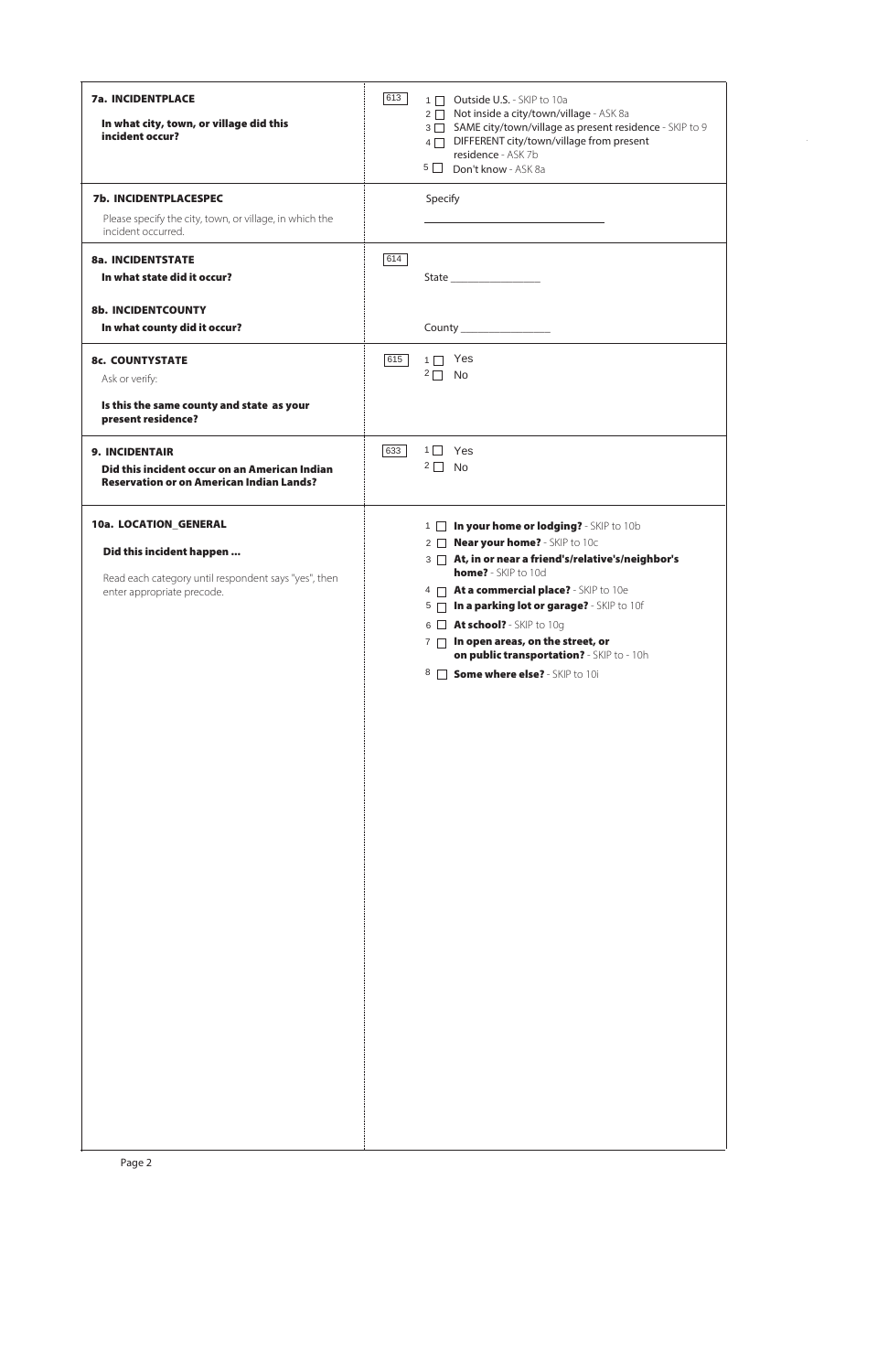| Question | Code | Response |
| --- | --- | --- |
| **7a. INCIDENTPLACE**<br><br>**In what city, town, or village did this incident occur?** | 613 | 1 ☐ Outside U.S. - SKIP to 10a<br>2 ☐ Not inside a city/town/village - ASK 8a<br>3 ☐ SAME city/town/village as present residence - SKIP to 9<br>4 ☐ DIFFERENT city/town/village from present residence - ASK 7b<br>5 ☐ Don't know - ASK 8a |
| **7b. INCIDENTPLACESPEC**<br><br>Please specify the city, town, or village, in which the incident occurred. | | Specify<br>\_\_\_\_\_\_\_\_\_\_\_\_\_\_\_\_\_\_\_\_\_\_\_\_\_\_\_\_\_\_ |
| **8a. INCIDENTSTATE**<br>**In what state did it occur?**<br><br>**8b. INCIDENTCOUNTY**<br>**In what county did it occur?** | 614 | State \_\_\_\_\_\_\_\_\_\_\_\_\_\_\_\_<br><br>County \_\_\_\_\_\_\_\_\_\_\_\_\_\_\_\_ |
| **8c. COUNTYSTATE**<br>Ask or verify:<br><br>**Is this the same county and state as your present residence?** | 615 | 1 ☐ Yes<br>2 ☐ No |
| **9. INCIDENTAIR**<br>**Did this incident occur on an American Indian Reservation or on American Indian Lands?** | 633 | 1 ☐ Yes<br>2 ☐ No |
| **10a. LOCATION_GENERAL**<br><br>**Did this incident happen ...**<br><br>Read each category until respondent says "yes", then enter appropriate precode. | | 1 ☐ **In your home or lodging?** - SKIP to 10b<br>2 ☐ **Near your home?** - SKIP to 10c<br>3 ☐ **At, in or near a friend's/relative's/neighbor's home?** - SKIP to 10d<br>4 ☐ **At a commercial place?** - SKIP to 10e<br>5 ☐ **In a parking lot or garage?** - SKIP to 10f<br>6 ☐ **At school?** - SKIP to 10g<br>7 ☐ **In open areas, on the street, or on public transportation?** - SKIP to - 10h<br>8 ☐ **Some where else?** - SKIP to 10i |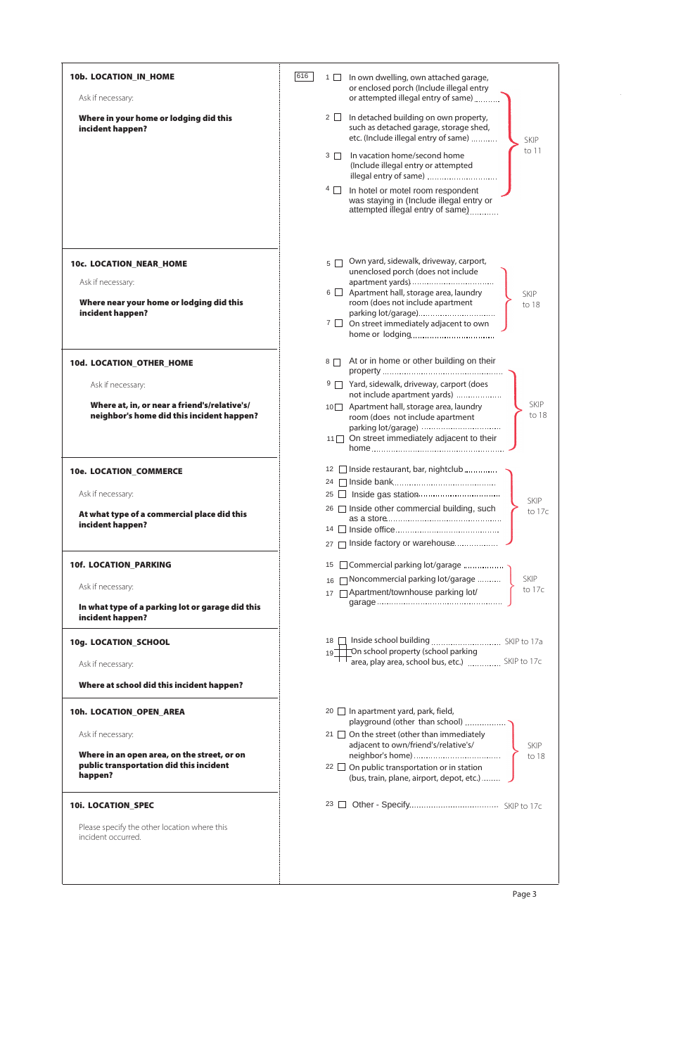| | |
|---|---|
| **10b. LOCATION_IN_HOME**<br><br>Ask if necessary:<br><br>**Where in your home or lodging did this incident happen?** | 616<br><br>1 ☐ In own dwelling, own attached garage, or enclosed porch (Include illegal entry or attempted illegal entry of same) ..........<br>2 ☐ In detached building on own property, such as detached garage, storage shed, etc. (Include illegal entry of same) ..........<br>3 ☐ In vacation home/second home (Include illegal entry or attempted illegal entry of same) ..........<br>4 ☐ In hotel or motel room respondent was staying in (Include illegal entry or attempted illegal entry of same) ..........<br>SKIP to 11 |
| **10c. LOCATION_NEAR_HOME**<br><br>Ask if necessary:<br><br>**Where near your home or lodging did this incident happen?** | 5 ☐ Own yard, sidewalk, driveway, carport, unenclosed porch (does not include apartment yards) ..........<br>6 ☐ Apartment hall, storage area, laundry room (does not include apartment parking lot/garage) ..........<br>7 ☐ On street immediately adjacent to own home or lodging ..........<br>SKIP to 18 |
| **10d. LOCATION_OTHER_HOME**<br><br>Ask if necessary:<br><br>**Where at, in, or near a friend's/relative's/ neighbor's home did this incident happen?** | 8 ☐ At or in home or other building on their property ..........<br>9 ☐ Yard, sidewalk, driveway, carport (does not include apartment yards) ..........<br>10 ☐ Apartment hall, storage area, laundry room (does not include apartment parking lot/garage) ..........<br>11 ☐ On street immediately adjacent to their home ..........<br>SKIP to 18 |
| **10e. LOCATION_COMMERCE**<br><br>Ask if necessary:<br><br>**At what type of a commercial place did this incident happen?** | 12 ☐ Inside restaurant, bar, nightclub ..........<br>24 ☐ Inside bank ..........<br>25 ☐ Inside gas station ..........<br>26 ☐ Inside other commercial building, such as a store ..........<br>14 ☐ Inside office ..........<br>27 ☐ Inside factory or warehouse ..........<br>SKIP to 17c |
| **10f. LOCATION_PARKING**<br><br>Ask if necessary:<br><br>**In what type of a parking lot or garage did this incident happen?** | 15 ☐ Commercial parking lot/garage ..........<br>16 ☐ Noncommercial parking lot/garage ..........<br>17 ☐ Apartment/townhouse parking lot/ garage ..........<br>SKIP to 17c |
| **10g. LOCATION_SCHOOL**<br><br>Ask if necessary:<br><br>**Where at school did this incident happen?** | 18 ☐ Inside school building .......... SKIP to 17a<br>19 ☐ On school property (school parking area, play area, school bus, etc.) .......... SKIP to 17c |
| **10h. LOCATION_OPEN_AREA**<br><br>Ask if necessary:<br><br>**Where in an open area, on the street, or on public transportation did this incident happen?** | 20 ☐ In apartment yard, park, field, playground (other than school) ..........<br>21 ☐ On the street (other than immediately adjacent to own/friend's/relative's/ neighbor's home) ..........<br>22 ☐ On public transportation or in station (bus, train, plane, airport, depot, etc.) ..........<br>SKIP to 18 |
| **10i. LOCATION_SPEC**<br><br>Please specify the other location where this incident occurred. | 23 ☐ Other - Specify.......... SKIP to 17c |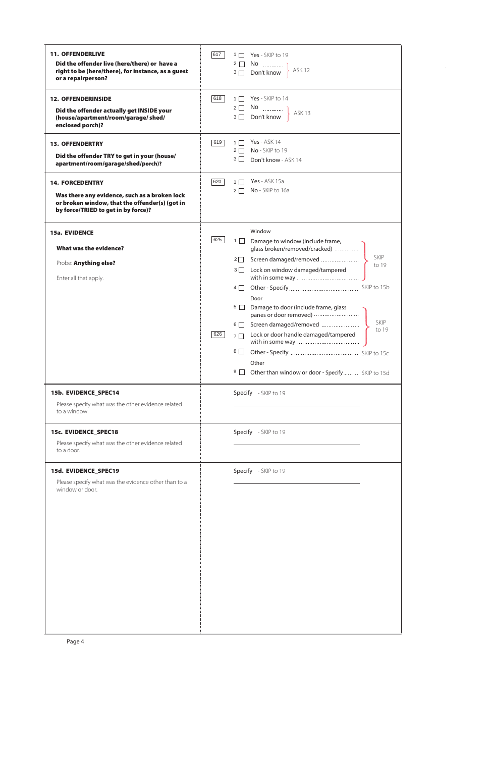| Question | Code | Response options |
| --- | --- | --- |
| **11. OFFENDERLIVE**<br>**Did the offender live (here/there) or have a right to be (here/there), for instance, as a guest or a repairperson?** | 617 | 1 ☐ Yes - SKIP to 19<br>2 ☐ No ............ ASK 12<br>3 ☐ Don't know ASK 12 |
| **12. OFFENDERINSIDE**<br>**Did the offender actually get INSIDE your (house/apartment/room/garage/ shed/ enclosed porch)?** | 618 | 1 ☐ Yes - SKIP to 14<br>2 ☐ No ............ ASK 13<br>3 ☐ Don't know ASK 13 |
| **13. OFFENDERTRY**<br>**Did the offender TRY to get in your (house/ apartment/room/garage/shed/porch)?** | 619 | 1 ☐ Yes - ASK 14<br>2 ☐ No - SKIP to 19<br>3 ☐ Don't know - ASK 14 |
| **14. FORCEDENTRY**<br>**Was there any evidence, such as a broken lock or broken window, that the offender(s) (got in by force/TRIED to get in by force)?** | 620 | 1 ☐ Yes - ASK 15a<br>2 ☐ No - SKIP to 16a |
| **15a. EVIDENCE**<br>**What was the evidence?**<br>Probe: **Anything else?**<br>Enter all that apply. | 625<br>626 | Window<br>1 ☐ Damage to window (include frame, glass broken/removed/cracked) .............. SKIP to 19<br>2 ☐ Screen damaged/removed ........................ SKIP to 19<br>3 ☐ Lock on window damaged/tampered with in some way ........................ SKIP to 19<br>4 ☐ Other - Specify ........................ SKIP to 15b<br>Door<br>5 ☐ Damage to door (include frame, glass panes or door removed) ........................ SKIP to 19<br>6 ☐ Screen damaged/removed ........................ SKIP to 19<br>7 ☐ Lock or door handle damaged/tampered with in some way ........................ SKIP to 19<br>8 ☐ Other - Specify ........................ SKIP to 15c<br>Other<br>9 ☐ Other than window or door - Specify ........ SKIP to 15d |
| **15b. EVIDENCE_SPEC14**<br>Please specify what was the other evidence related to a window. | | Specify - SKIP to 19<br>\_\_\_\_\_\_\_\_\_\_\_\_\_\_\_\_\_\_\_\_\_\_\_\_ |
| **15c. EVIDENCE_SPEC18**<br>Please specify what was the other evidence related to a door. | | Specify - SKIP to 19<br>\_\_\_\_\_\_\_\_\_\_\_\_\_\_\_\_\_\_\_\_\_\_\_\_ |
| **15d. EVIDENCE_SPEC19**<br>Please specify what was the evidence other than to a window or door. | | Specify - SKIP to 19<br>\_\_\_\_\_\_\_\_\_\_\_\_\_\_\_\_\_\_\_\_\_\_\_\_ |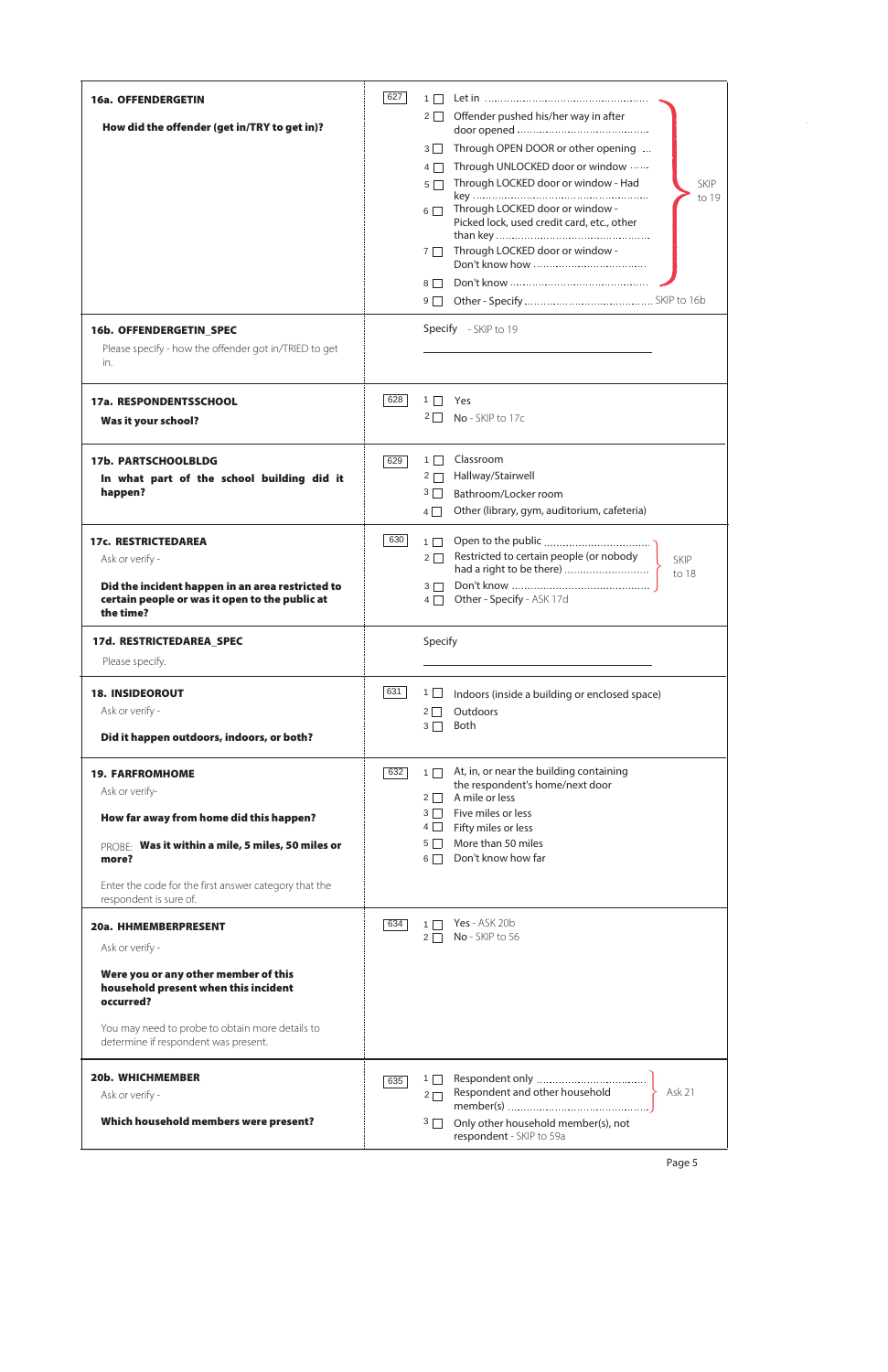| Question | Code | Response |
|---|---|---|
| **16a. OFFENDERGETIN**<br><br>**How did the offender (get in/TRY to get in)?** | 627 | 1 ☐ Let in ........ SKIP to 19<br>2 ☐ Offender pushed his/her way in after door opened ........ SKIP to 19<br>3 ☐ Through OPEN DOOR or other opening ... SKIP to 19<br>4 ☐ Through UNLOCKED door or window ...... SKIP to 19<br>5 ☐ Through LOCKED door or window - Had key ........ SKIP to 19<br>6 ☐ Through LOCKED door or window - Picked lock, used credit card, etc., other than key ........ SKIP to 19<br>7 ☐ Through LOCKED door or window - Don't know how ........ SKIP to 19<br>8 ☐ Don't know ........ SKIP to 19<br>9 ☐ Other - Specify ........ SKIP to 16b |
| **16b. OFFENDERGETIN_SPEC**<br><br>Please specify - how the offender got in/TRIED to get in. | | Specify - SKIP to 19<br>\_\_\_\_\_\_\_\_\_\_\_\_\_\_\_\_\_\_\_\_ |
| **17a. RESPONDENTSSCHOOL**<br><br>**Was it your school?** | 628 | 1 ☐ Yes<br>2 ☐ No - SKIP to 17c |
| **17b. PARTSCHOOLBLDG**<br><br>**In what part of the school building did it happen?** | 629 | 1 ☐ Classroom<br>2 ☐ Hallway/Stairwell<br>3 ☐ Bathroom/Locker room<br>4 ☐ Other (library, gym, auditorium, cafeteria) |
| **17c. RESTRICTEDAREA**<br>Ask or verify -<br><br>**Did the incident happen in an area restricted to certain people or was it open to the public at the time?** | 630 | 1 ☐ Open to the public ........ SKIP to 18<br>2 ☐ Restricted to certain people (or nobody had a right to be there) ........ SKIP to 18<br>3 ☐ Don't know ........ SKIP to 18<br>4 ☐ Other - Specify - ASK 17d |
| **17d. RESTRICTEDAREA_SPEC**<br><br>Please specify. | | Specify<br>\_\_\_\_\_\_\_\_\_\_\_\_\_\_\_\_\_\_\_\_ |
| **18. INSIDEOROUT**<br>Ask or verify -<br><br>**Did it happen outdoors, indoors, or both?** | 631 | 1 ☐ Indoors (inside a building or enclosed space)<br>2 ☐ Outdoors<br>3 ☐ Both |
| **19. FARFROMHOME**<br>Ask or verify-<br><br>**How far away from home did this happen?**<br><br>PROBE: **Was it within a mile, 5 miles, 50 miles or more?**<br><br>Enter the code for the first answer category that the respondent is sure of. | 632 | 1 ☐ At, in, or near the building containing the respondent's home/next door<br>2 ☐ A mile or less<br>3 ☐ Five miles or less<br>4 ☐ Fifty miles or less<br>5 ☐ More than 50 miles<br>6 ☐ Don't know how far |
| **20a. HHMEMBERPRESENT**<br>Ask or verify -<br><br>**Were you or any other member of this household present when this incident occurred?**<br><br>You may need to probe to obtain more details to determine if respondent was present. | 634 | 1 ☐ Yes - ASK 20b<br>2 ☐ No - SKIP to 56 |
| **20b. WHICHMEMBER**<br>Ask or verify -<br><br>**Which household members were present?** | 635 | 1 ☐ Respondent only ........ Ask 21<br>2 ☐ Respondent and other household member(s) ........ Ask 21<br>3 ☐ Only other household member(s), not respondent - SKIP to 59a |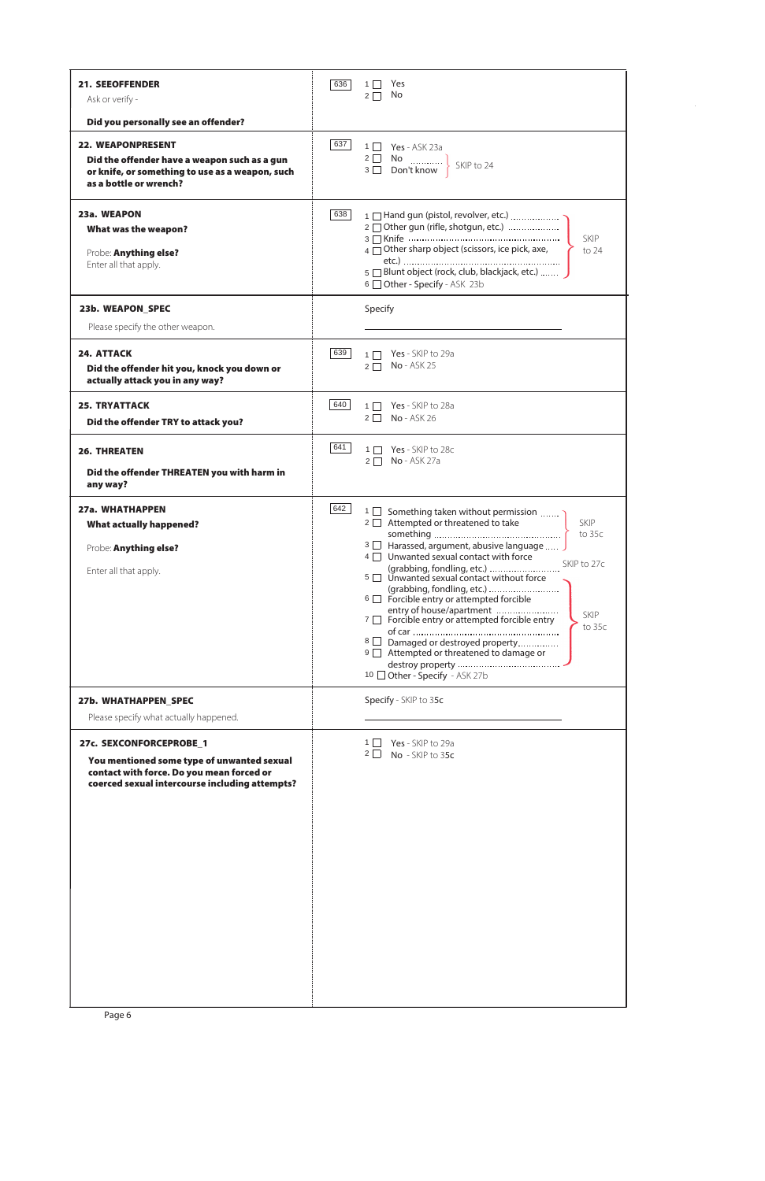| Question | Code | Response |
|---|---|---|
| **21. SEEOFFENDER**<br>Ask or verify -<br>**Did you personally see an offender?** | 636 | 1 ☐ Yes<br>2 ☐ No |
| **22. WEAPONPRESENT**<br>**Did the offender have a weapon such as a gun or knife, or something to use as a weapon, such as a bottle or wrench?** | 637 | 1 ☐ Yes - ASK 23a<br>2 ☐ No ............ } SKIP to 24<br>3 ☐ Don't know } SKIP to 24 |
| **23a. WEAPON**<br>**What was the weapon?**<br>Probe: **Anything else?**<br>Enter all that apply. | 638 | 1 ☐ Hand gun (pistol, revolver, etc.) .................. } SKIP to 24<br>2 ☐ Other gun (rifle, shotgun, etc.) .................. } SKIP to 24<br>3 ☐ Knife .................................................. } SKIP to 24<br>4 ☐ Other sharp object (scissors, ice pick, axe, etc.) .................. } SKIP to 24<br>5 ☐ Blunt object (rock, club, blackjack, etc.) ....... } SKIP to 24<br>6 ☐ Other - Specify - ASK 23b |
| **23b. WEAPON_SPEC**<br>Please specify the other weapon. | | Specify<br>\_\_\_\_\_\_\_\_\_\_\_\_\_\_\_\_\_\_\_\_\_\_\_\_\_\_\_\_ |
| **24. ATTACK**<br>**Did the offender hit you, knock you down or actually attack you in any way?** | 639 | 1 ☐ Yes - SKIP to 29a<br>2 ☐ No - ASK 25 |
| **25. TRYATTACK**<br>**Did the offender TRY to attack you?** | 640 | 1 ☐ Yes - SKIP to 28a<br>2 ☐ No - ASK 26 |
| **26. THREATEN**<br>**Did the offender THREATEN you with harm in any way?** | 641 | 1 ☐ Yes - SKIP to 28c<br>2 ☐ No - ASK 27a |
| **27a. WHATHAPPEN**<br>**What actually happened?**<br>Probe: **Anything else?**<br>Enter all that apply. | 642 | 1 ☐ Something taken without permission ....... } SKIP to 35c<br>2 ☐ Attempted or threatened to take something .................. } SKIP to 35c<br>3 ☐ Harassed, argument, abusive language ..... } SKIP to 35c<br>4 ☐ Unwanted sexual contact with force (grabbing, fondling, etc.) .................. SKIP to 27c<br>5 ☐ Unwanted sexual contact without force (grabbing, fondling, etc.) .................. } SKIP to 35c<br>6 ☐ Forcible entry or attempted forcible entry of house/apartment .................. } SKIP to 35c<br>7 ☐ Forcible entry or attempted forcible entry of car .................. } SKIP to 35c<br>8 ☐ Damaged or destroyed property.............. } SKIP to 35c<br>9 ☐ Attempted or threatened to damage or destroy property .................. } SKIP to 35c<br>10 ☐ Other - Specify - ASK 27b |
| **27b. WHATHAPPEN_SPEC**<br>Please specify what actually happened. | | Specify - SKIP to 35c<br>\_\_\_\_\_\_\_\_\_\_\_\_\_\_\_\_\_\_\_\_\_\_\_\_\_\_\_\_ |
| **27c. SEXCONFORCEPROBE_1**<br>**You mentioned some type of unwanted sexual contact with force. Do you mean forced or coerced sexual intercourse including attempts?** | | 1 ☐ Yes - SKIP to 29a<br>2 ☐ No - SKIP to 35c |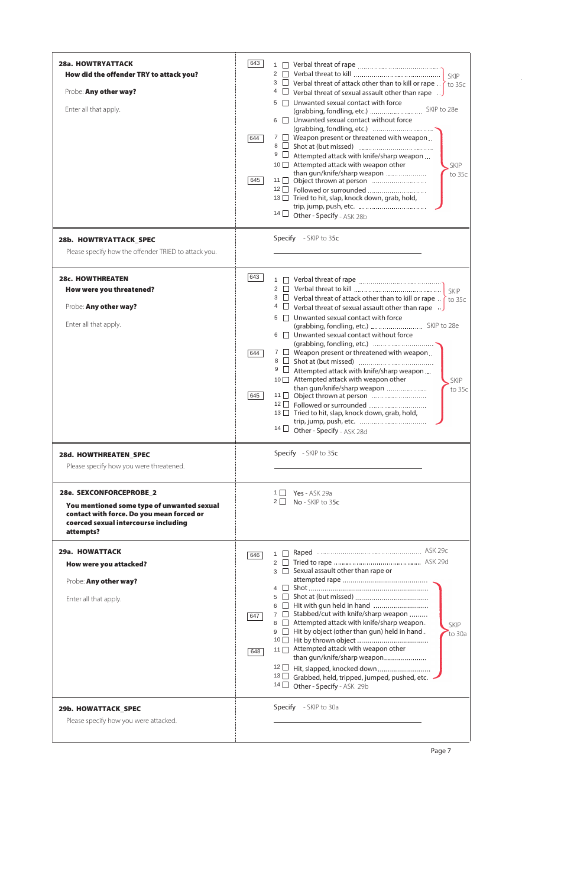### 28a. HOWTRYATTACK

**How did the offender TRY to attack you?**

Probe: **Any other way?**

Enter all that apply.

643
- 1 ☐ Verbal threat of rape — SKIP to 35c
- 2 ☐ Verbal threat to kill — SKIP to 35c
- 3 ☐ Verbal threat of attack other than to kill or rape — SKIP to 35c
- 4 ☐ Verbal threat of sexual assault other than rape — SKIP to 35c
- 5 ☐ Unwanted sexual contact with force (grabbing, fondling, etc.) — SKIP to 28e
- 6 ☐ Unwanted sexual contact without force (grabbing, fondling, etc.) — SKIP to 35c

644
- 7 ☐ Weapon present or threatened with weapon — SKIP to 35c
- 8 ☐ Shot at (but missed) — SKIP to 35c
- 9 ☐ Attempted attack with knife/sharp weapon — SKIP to 35c
- 10 ☐ Attempted attack with weapon other than gun/knife/sharp weapon — SKIP to 35c

645
- 11 ☐ Object thrown at person — SKIP to 35c
- 12 ☐ Followed or surrounded — SKIP to 35c
- 13 ☐ Tried to hit, slap, knock down, grab, hold, trip, jump, push, etc. — SKIP to 35c
- 14 ☐ Other - Specify - ASK 28b

### 28b. HOWTRYATTACK_SPEC

Please specify how the offender TRIED to attack you.

Specify - SKIP to 35c

______________________________

### 28c. HOWTHREATEN

**How were you threatened?**

Probe: **Any other way?**

Enter all that apply.

643
- 1 ☐ Verbal threat of rape — SKIP to 35c
- 2 ☐ Verbal threat to kill — SKIP to 35c
- 3 ☐ Verbal threat of attack other than to kill or rape — SKIP to 35c
- 4 ☐ Verbal threat of sexual assault other than rape — SKIP to 35c
- 5 ☐ Unwanted sexual contact with force (grabbing, fondling, etc.) — SKIP to 28e
- 6 ☐ Unwanted sexual contact without force (grabbing, fondling, etc.) — SKIP to 35c

644
- 7 ☐ Weapon present or threatened with weapon — SKIP to 35c
- 8 ☐ Shot at (but missed) — SKIP to 35c
- 9 ☐ Attempted attack with knife/sharp weapon — SKIP to 35c
- 10 ☐ Attempted attack with weapon other than gun/knife/sharp weapon — SKIP to 35c

645
- 11 ☐ Object thrown at person — SKIP to 35c
- 12 ☐ Followed or surrounded — SKIP to 35c
- 13 ☐ Tried to hit, slap, knock down, grab, hold, trip, jump, push, etc. — SKIP to 35c
- 14 ☐ Other - Specify - ASK 28d

### 28d. HOWTHREATEN_SPEC

Please specify how you were threatened.

Specify - SKIP to 35c

______________________________

### 28e. SEXCONFORCEPROBE_2

**You mentioned some type of unwanted sexual contact with force. Do you mean forced or coerced sexual intercourse including attempts?**

- 1 ☐ Yes - ASK 29a
- 2 ☐ No - SKIP to 35c

### 29a. HOWATTACK

**How were you attacked?**

Probe: **Any other way?**

Enter all that apply.

646
- 1 ☐ Raped — ASK 29c
- 2 ☐ Tried to rape — ASK 29d
- 3 ☐ Sexual assault other than rape or attempted rape
- 4 ☐ Shot — SKIP to 30a
- 5 ☐ Shot at (but missed) — SKIP to 30a
- 6 ☐ Hit with gun held in hand — SKIP to 30a

647
- 7 ☐ Stabbed/cut with knife/sharp weapon — SKIP to 30a
- 8 ☐ Attempted attack with knife/sharp weapon — SKIP to 30a
- 9 ☐ Hit by object (other than gun) held in hand — SKIP to 30a
- 10 ☐ Hit by thrown object — SKIP to 30a

648
- 11 ☐ Attempted attack with weapon other than gun/knife/sharp weapon — SKIP to 30a
- 12 ☐ Hit, slapped, knocked down — SKIP to 30a
- 13 ☐ Grabbed, held, tripped, jumped, pushed, etc. — SKIP to 30a
- 14 ☐ Other - Specify - ASK 29b

### 29b. HOWATTACK_SPEC

Please specify how you were attacked.

Specify - SKIP to 30a

______________________________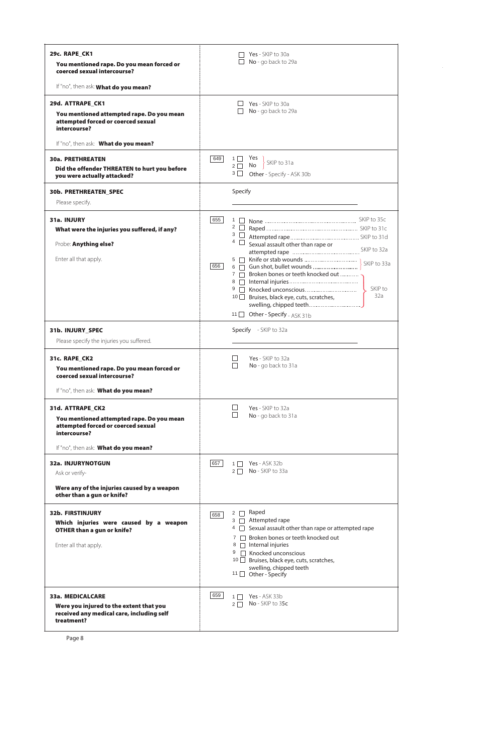| Question | Response |
|---|---|
| **29c. RAPE_CK1**<br>**You mentioned rape. Do you mean forced or coerced sexual intercourse?**<br>If "no", then ask: **What do you mean?** | ☐ Yes - SKIP to 30a<br>☐ No - go back to 29a |
| **29d. ATTRAPE_CK1**<br>**You mentioned attempted rape. Do you mean attempted forced or coerced sexual intercourse?**<br>If "no", then ask: **What do you mean?** | ☐ Yes - SKIP to 30a<br>☐ No - go back to 29a |
| **30a. PRETHREATEN**<br>**Did the offender THREATEN to hurt you before you were actually attacked?** | 649<br>1 ☐ Yes } SKIP to 31a<br>2 ☐ No } SKIP to 31a<br>3 ☐ Other - Specify - ASK 30b |
| **30b. PRETHREATEN_SPEC**<br>Please specify. | Specify<br>\_\_\_\_\_\_\_\_\_\_\_\_\_\_\_\_\_\_\_\_\_\_\_\_\_\_\_\_\_\_ |
| **31a. INJURY**<br>**What were the injuries you suffered, if any?**<br>Probe: **Anything else?**<br>Enter all that apply. | 655<br>1 ☐ None .......... SKIP to 35c<br>2 ☐ Raped .......... SKIP to 31c<br>3 ☐ Attempted rape .......... SKIP to 31d<br>4 ☐ Sexual assault other than rape or attempted rape .......... SKIP to 32a<br>5 ☐ Knife or stab wounds .......... } SKIP to 33a<br>656<br>6 ☐ Gun shot, bullet wounds .......... } SKIP to 33a<br>7 ☐ Broken bones or teeth knocked out .......... } SKIP to 32a<br>8 ☐ Internal injuries .......... } SKIP to 32a<br>9 ☐ Knocked unconscious .......... } SKIP to 32a<br>10 ☐ Bruises, black eye, cuts, scratches, swelling, chipped teeth .......... } SKIP to 32a<br>11 ☐ Other - Specify - ASK 31b |
| **31b. INJURY_SPEC**<br>Please specify the injuries you suffered. | Specify - SKIP to 32a<br>\_\_\_\_\_\_\_\_\_\_\_\_\_\_\_\_\_\_\_\_\_\_\_\_\_\_\_\_\_\_ |
| **31c. RAPE_CK2**<br>**You mentioned rape. Do you mean forced or coerced sexual intercourse?**<br>If "no", then ask: **What do you mean?** | ☐ Yes - SKIP to 32a<br>☐ No - go back to 31a |
| **31d. ATTRAPE_CK2**<br>**You mentioned attempted rape. Do you mean attempted forced or coerced sexual intercourse?**<br>If "no", then ask: **What do you mean?** | ☐ Yes - SKIP to 32a<br>☐ No - go back to 31a |
| **32a. INJURYNOTGUN**<br>Ask or verify-<br>**Were any of the injuries caused by a weapon other than a gun or knife?** | 657<br>1 ☐ Yes - ASK 32b<br>2 ☐ No - SKIP to 33a |
| **32b. FIRSTINJURY**<br>**Which injuries were caused by a weapon OTHER than a gun or knife?**<br>Enter all that apply. | 658<br>2 ☐ Raped<br>3 ☐ Attempted rape<br>4 ☐ Sexual assault other than rape or attempted rape<br>7 ☐ Broken bones or teeth knocked out<br>8 ☐ Internal injuries<br>9 ☐ Knocked unconscious<br>10 ☐ Bruises, black eye, cuts, scratches, swelling, chipped teeth<br>11 ☐ Other - Specify |
| **33a. MEDICALCARE**<br>**Were you injured to the extent that you received any medical care, including self treatment?** | 659<br>1 ☐ Yes - ASK 33b<br>2 ☐ No - SKIP to 35c |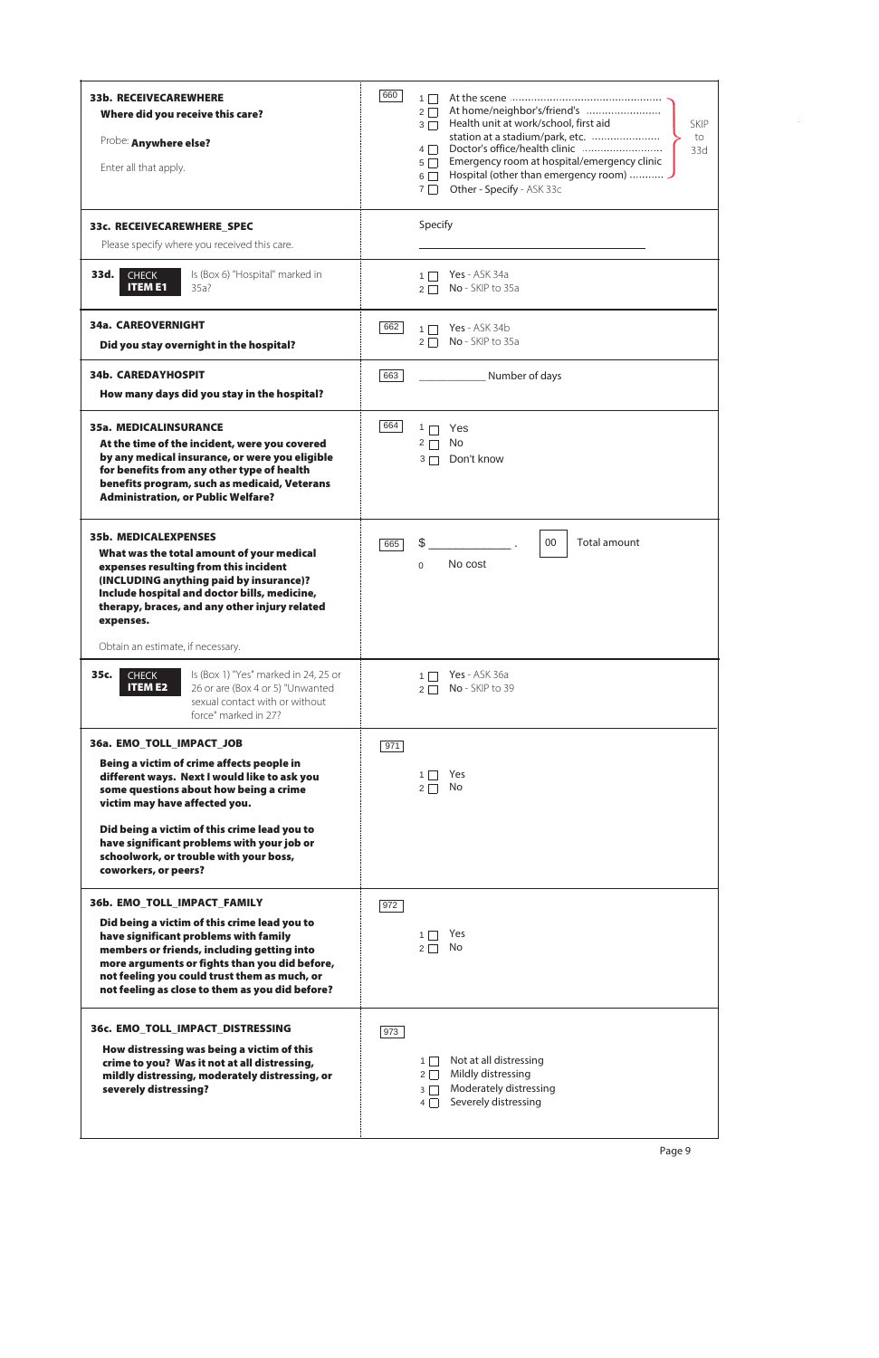| Question | Code | Response |
|---|---|---|
| **33b. RECEIVECAREWHERE**<br>**Where did you receive this care?**<br>Probe: **Anywhere else?**<br>Enter all that apply. | 660 | 1 ☐ At the scene ... SKIP to 33d<br>2 ☐ At home/neighbor's/friend's ... SKIP to 33d<br>3 ☐ Health unit at work/school, first aid station at a stadium/park, etc. ... SKIP to 33d<br>4 ☐ Doctor's office/health clinic ... SKIP to 33d<br>5 ☐ Emergency room at hospital/emergency clinic SKIP to 33d<br>6 ☐ Hospital (other than emergency room) ... SKIP to 33d<br>7 ☐ Other - Specify - ASK 33c |
| **33c. RECEIVECAREWHERE_SPEC**<br>Please specify where you received this care. | | Specify<br>\_\_\_\_\_\_\_\_\_\_\_\_\_\_\_\_\_\_\_\_\_\_\_\_\_\_ |
| **33d.** CHECK **ITEM E1** Is (Box 6) "Hospital" marked in 35a? | | 1 ☐ **Yes** - ASK 34a<br>2 ☐ **No** - SKIP to 35a |
| **34a. CAREOVERNIGHT**<br>**Did you stay overnight in the hospital?** | 662 | 1 ☐ **Yes** - ASK 34b<br>2 ☐ **No** - SKIP to 35a |
| **34b. CAREDAYHOSPIT**<br>**How many days did you stay in the hospital?** | 663 | \_\_\_\_\_\_\_\_\_\_ Number of days |
| **35a. MEDICALINSURANCE**<br>**At the time of the incident, were you covered by any medical insurance, or were you eligible for benefits from any other type of health benefits program, such as medicaid, Veterans Administration, or Public Welfare?** | 664 | 1 ☐ Yes<br>2 ☐ No<br>3 ☐ Don't know |
| **35b. MEDICALEXPENSES**<br>**What was the total amount of your medical expenses resulting from this incident (INCLUDING anything paid by insurance)? Include hospital and doctor bills, medicine, therapy, braces, and any other injury related expenses.**<br>Obtain an estimate, if necessary. | 665 | $ \_\_\_\_\_\_\_\_\_\_ . 00 Total amount<br>0 No cost |
| **35c.** CHECK **ITEM E2** Is (Box 1) "Yes" marked in 24, 25 or 26 or are (Box 4 or 5) "Unwanted sexual contact with or without force" marked in 27? | | 1 ☐ **Yes** - ASK 36a<br>2 ☐ **No** - SKIP to 39 |
| **36a. EMO_TOLL_IMPACT_JOB**<br>**Being a victim of crime affects people in different ways. Next I would like to ask you some questions about how being a crime victim may have affected you.**<br>**Did being a victim of this crime lead you to have significant problems with your job or schoolwork, or trouble with your boss, coworkers, or peers?** | 971 | 1 ☐ Yes<br>2 ☐ No |
| **36b. EMO_TOLL_IMPACT_FAMILY**<br>**Did being a victim of this crime lead you to have significant problems with family members or friends, including getting into more arguments or fights than you did before, not feeling you could trust them as much, or not feeling as close to them as you did before?** | 972 | 1 ☐ Yes<br>2 ☐ No |
| **36c. EMO_TOLL_IMPACT_DISTRESSING**<br>**How distressing was being a victim of this crime to you? Was it not at all distressing, mildly distressing, moderately distressing, or severely distressing?** | 973 | 1 ☐ Not at all distressing<br>2 ☐ Mildly distressing<br>3 ☐ Moderately distressing<br>4 ☐ Severely distressing |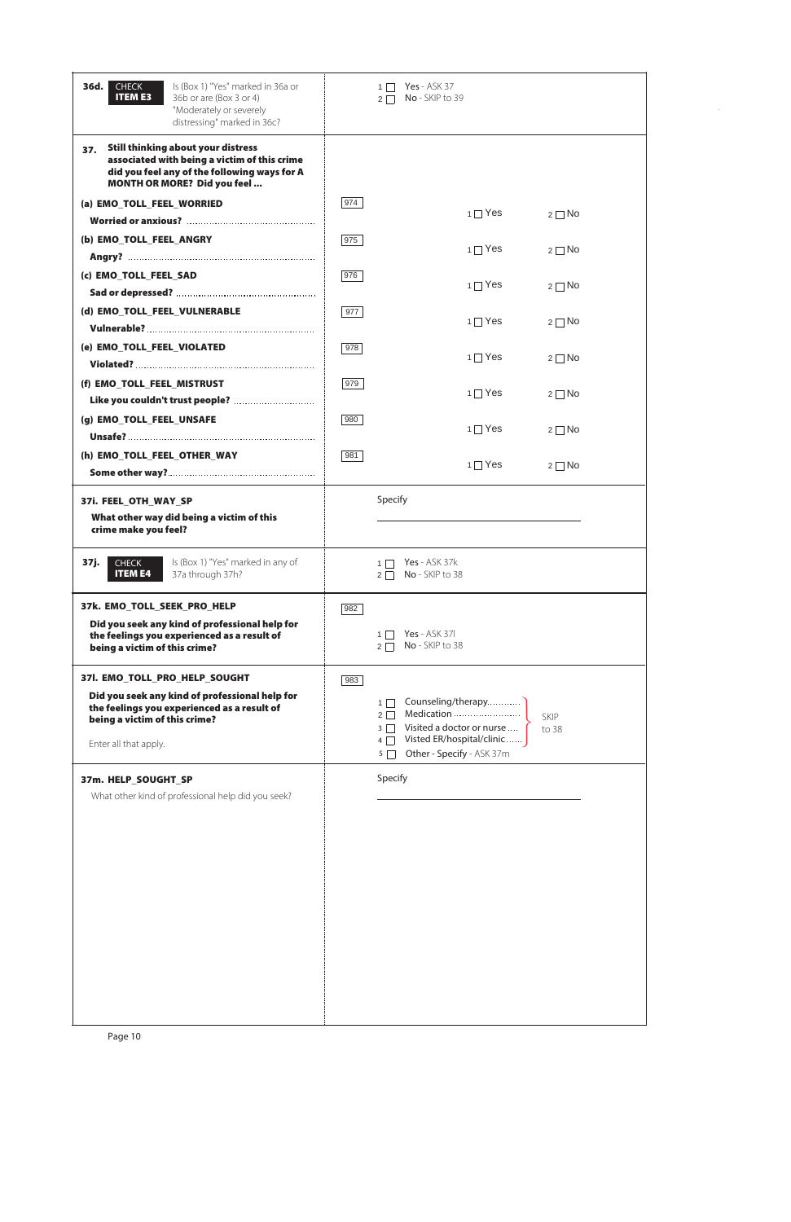| Question | Response |
|---|---|
| **36d.** CHECK **ITEM E3** Is (Box 1) "Yes" marked in 36a or 36b or are (Box 3 or 4) "Moderately or severely distressing" marked in 36c? | 1 ☐ **Yes** - ASK 37<br>2 ☐ **No** - SKIP to 39 |
| **37. Still thinking about your distress associated with being a victim of this crime did you feel any of the following ways for A MONTH OR MORE? Did you feel ...** | |
| **(a) EMO_TOLL_FEEL_WORRIED**<br>**Worried or anxious?** | 974 — 1 ☐ Yes 2 ☐ No |
| **(b) EMO_TOLL_FEEL_ANGRY**<br>**Angry?** | 975 — 1 ☐ Yes 2 ☐ No |
| **(c) EMO_TOLL_FEEL_SAD**<br>**Sad or depressed?** | 976 — 1 ☐ Yes 2 ☐ No |
| **(d) EMO_TOLL_FEEL_VULNERABLE**<br>**Vulnerable?** | 977 — 1 ☐ Yes 2 ☐ No |
| **(e) EMO_TOLL_FEEL_VIOLATED**<br>**Violated?** | 978 — 1 ☐ Yes 2 ☐ No |
| **(f) EMO_TOLL_FEEL_MISTRUST**<br>**Like you couldn't trust people?** | 979 — 1 ☐ Yes 2 ☐ No |
| **(g) EMO_TOLL_FEEL_UNSAFE**<br>**Unsafe?** | 980 — 1 ☐ Yes 2 ☐ No |
| **(h) EMO_TOLL_FEEL_OTHER_WAY**<br>**Some other way?** | 981 — 1 ☐ Yes 2 ☐ No |
| **37i. FEEL_OTH_WAY_SP**<br>**What other way did being a victim of this crime make you feel?** | Specify ________________ |
| **37j.** CHECK **ITEM E4** Is (Box 1) "Yes" marked in any of 37a through 37h? | 1 ☐ **Yes** - ASK 37k<br>2 ☐ **No** - SKIP to 38 |
| **37k. EMO_TOLL_SEEK_PRO_HELP**<br>**Did you seek any kind of professional help for the feelings you experienced as a result of being a victim of this crime?** | 982 — 1 ☐ **Yes** - ASK 37l<br>2 ☐ **No** - SKIP to 38 |
| **37l. EMO_TOLL_PRO_HELP_SOUGHT**<br>**Did you seek any kind of professional help for the feelings you experienced as a result of being a victim of this crime?**<br>Enter all that apply. | 983 — 1 ☐ Counseling/therapy (SKIP to 38)<br>2 ☐ Medication (SKIP to 38)<br>3 ☐ Visited a doctor or nurse (SKIP to 38)<br>4 ☐ Visted ER/hospital/clinic (SKIP to 38)<br>5 ☐ Other - Specify - ASK 37m |
| **37m. HELP_SOUGHT_SP**<br>What other kind of professional help did you seek? | Specify ________________ |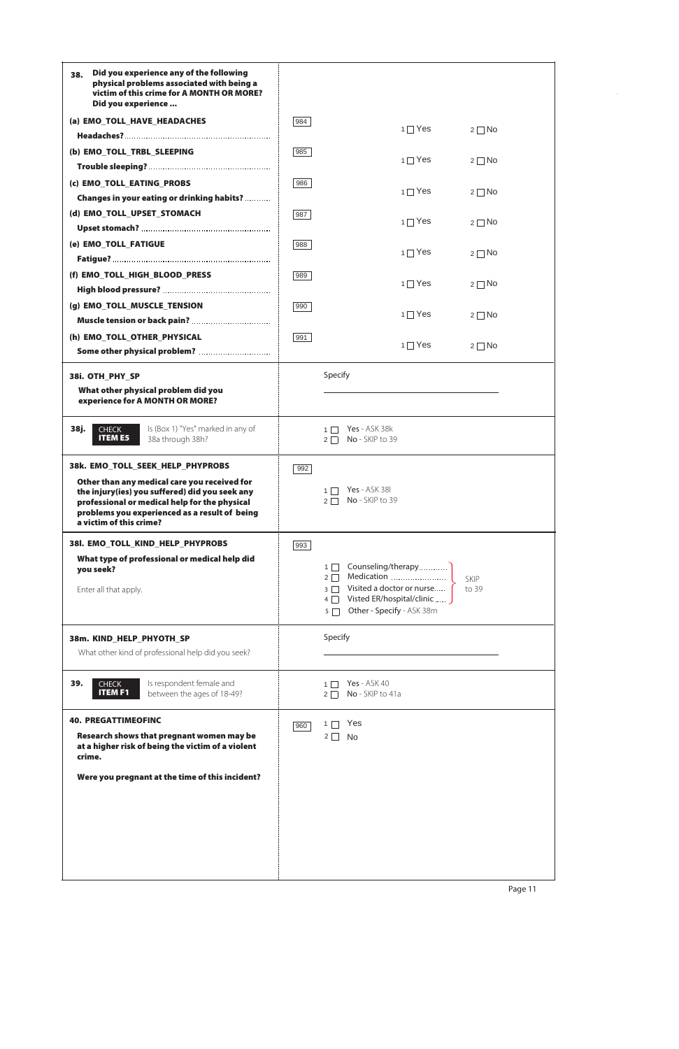**38. Did you experience any of the following physical problems associated with being a victim of this crime for A MONTH OR MORE? Did you experience ...**

| Item | Code | Yes | No |
|---|---|---|---|
| **(a) EMO_TOLL_HAVE_HEADACHES** **Headaches?** | 984 | 1 ☐ Yes | 2 ☐ No |
| **(b) EMO_TOLL_TRBL_SLEEPING** **Trouble sleeping?** | 985 | 1 ☐ Yes | 2 ☐ No |
| **(c) EMO_TOLL_EATING_PROBS** **Changes in your eating or drinking habits?** | 986 | 1 ☐ Yes | 2 ☐ No |
| **(d) EMO_TOLL_UPSET_STOMACH** **Upset stomach?** | 987 | 1 ☐ Yes | 2 ☐ No |
| **(e) EMO_TOLL_FATIGUE** **Fatigue?** | 988 | 1 ☐ Yes | 2 ☐ No |
| **(f) EMO_TOLL_HIGH_BLOOD_PRESS** **High blood pressure?** | 989 | 1 ☐ Yes | 2 ☐ No |
| **(g) EMO_TOLL_MUSCLE_TENSION** **Muscle tension or back pain?** | 990 | 1 ☐ Yes | 2 ☐ No |
| **(h) EMO_TOLL_OTHER_PHYSICAL** **Some other physical problem?** | 991 | 1 ☐ Yes | 2 ☐ No |

**38i. OTH_PHY_SP**

**What other physical problem did you experience for A MONTH OR MORE?**

Specify ______________________________

**38j.** **CHECK ITEM E5** Is (Box 1) "Yes" marked in any of 38a through 38h?

1 ☐ **Yes** - ASK 38k
2 ☐ **No** - SKIP to 39

**38k. EMO_TOLL_SEEK_HELP_PHYPROBS** (992)

**Other than any medical care you received for the injury(ies) you suffered) did you seek any professional or medical help for the physical problems you experienced as a result of being a victim of this crime?**

1 ☐ **Yes** - ASK 38l
2 ☐ **No** - SKIP to 39

**38l. EMO_TOLL_KIND_HELP_PHYPROBS** (993)

**What type of professional or medical help did you seek?**

Enter all that apply.

1 ☐ Counseling/therapy ............ } SKIP to 39
2 ☐ Medication ..................... } SKIP to 39
3 ☐ Visited a doctor or nurse..... } SKIP to 39
4 ☐ Visted ER/hospital/clinic ..... } SKIP to 39
5 ☐ Other - **Specify** - ASK 38m

**38m. KIND_HELP_PHYOTH_SP**

What other kind of professional help did you seek?

Specify ______________________________

**39.** **CHECK ITEM F1** Is respondent female and between the ages of 18-49?

1 ☐ **Yes** - ASK 40
2 ☐ **No** - SKIP to 41a

**40. PREGATTIMEOFINC** (960)

**Research shows that pregnant women may be at a higher risk of being the victim of a violent crime.**

**Were you pregnant at the time of this incident?**

1 ☐ Yes
2 ☐ No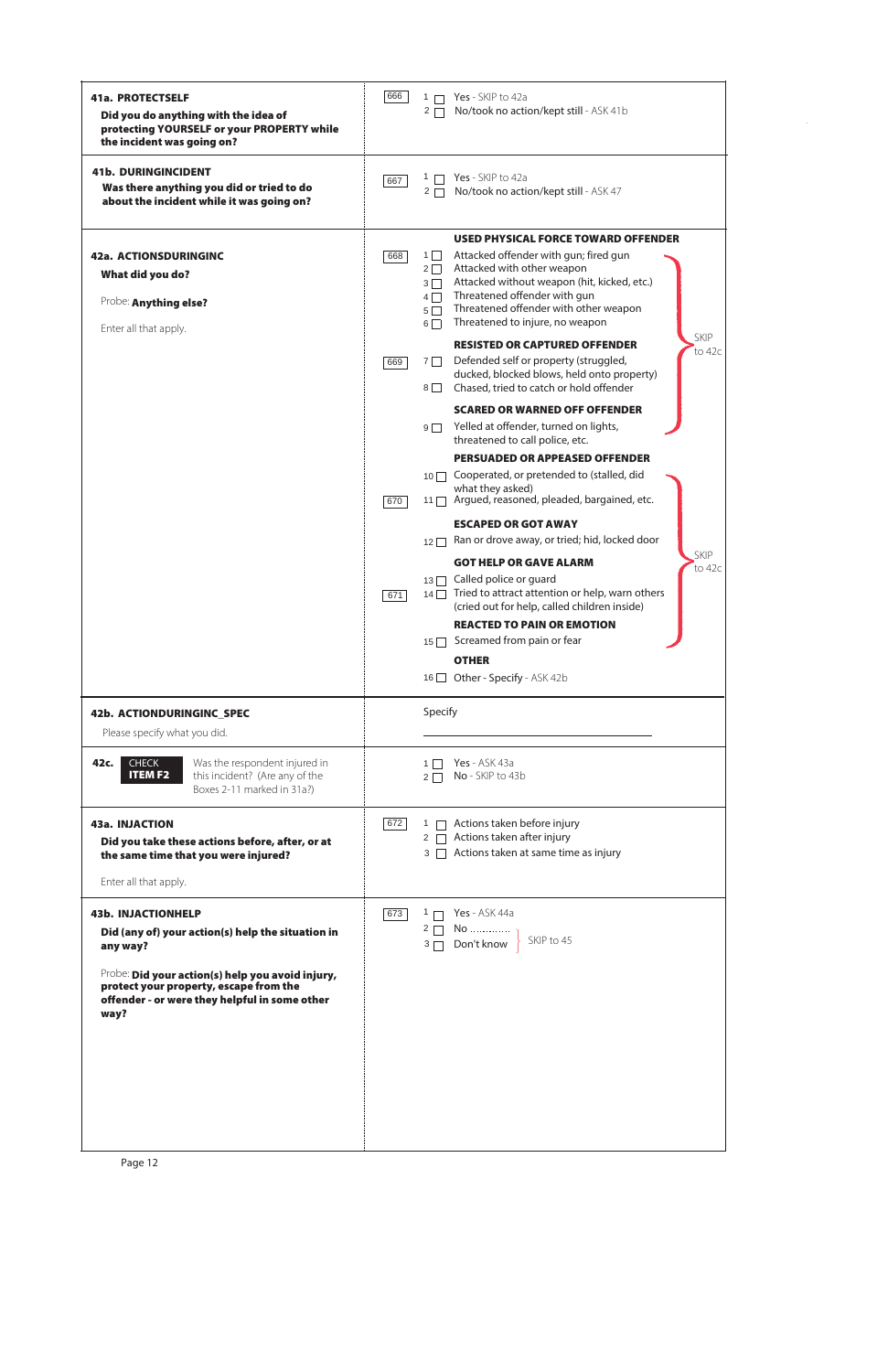| Question | Code | Response |
|---|---|---|
| **41a. PROTECTSELF**<br>**Did you do anything with the idea of protecting YOURSELF or your PROPERTY while the incident was going on?** | 666 | 1 ☐ Yes - SKIP to 42a<br>2 ☐ No/took no action/kept still - ASK 41b |
| **41b. DURINGINCIDENT**<br>**Was there anything you did or tried to do about the incident while it was going on?** | 667 | 1 ☐ Yes - SKIP to 42a<br>2 ☐ No/took no action/kept still - ASK 47 |
| **42a. ACTIONSDURINGINC**<br>**What did you do?**<br>Probe: **Anything else?**<br>Enter all that apply. | 668 | **USED PHYSICAL FORCE TOWARD OFFENDER**<br>1 ☐ Attacked offender with gun; fired gun<br>2 ☐ Attacked with other weapon<br>3 ☐ Attacked without weapon (hit, kicked, etc.)<br>4 ☐ Threatened offender with gun<br>5 ☐ Threatened offender with other weapon<br>6 ☐ Threatened to injure, no weapon |
| | 669 | **RESISTED OR CAPTURED OFFENDER**<br>7 ☐ Defended self or property (struggled, ducked, blocked blows, held onto property)<br>8 ☐ Chased, tried to catch or hold offender<br>**SCARED OR WARNED OFF OFFENDER**<br>9 ☐ Yelled at offender, turned on lights, threatened to call police, etc.<br>(1–9: SKIP to 42c) |
| | 670 | **PERSUADED OR APPEASED OFFENDER**<br>10 ☐ Cooperated, or pretended to (stalled, did what they asked)<br>11 ☐ Argued, reasoned, pleaded, bargained, etc.<br>**ESCAPED OR GOT AWAY**<br>12 ☐ Ran or drove away, or tried; hid, locked door |
| | 671 | **GOT HELP OR GAVE ALARM**<br>13 ☐ Called police or guard<br>14 ☐ Tried to attract attention or help, warn others (cried out for help, called children inside)<br>**REACTED TO PAIN OR EMOTION**<br>15 ☐ Screamed from pain or fear<br>(10–15: SKIP to 42c)<br>**OTHER**<br>16 ☐ Other - Specify - ASK 42b |
| **42b. ACTIONDURINGINC_SPEC**<br>Please specify what you did. | | Specify ____________________ |
| **42c.** CHECK **ITEM F2** Was the respondent injured in this incident? (Are any of the Boxes 2-11 marked in 31a?) | | 1 ☐ Yes - ASK 43a<br>2 ☐ No - SKIP to 43b |
| **43a. INJACTION**<br>**Did you take these actions before, after, or at the same time that you were injured?**<br>Enter all that apply. | 672 | 1 ☐ Actions taken before injury<br>2 ☐ Actions taken after injury<br>3 ☐ Actions taken at same time as injury |
| **43b. INJACTIONHELP**<br>**Did (any of) your action(s) help the situation in any way?**<br>Probe: **Did your action(s) help you avoid injury, protect your property, escape from the offender - or were they helpful in some other way?** | 673 | 1 ☐ Yes - ASK 44a<br>2 ☐ No .............. } SKIP to 45<br>3 ☐ Don't know } SKIP to 45 |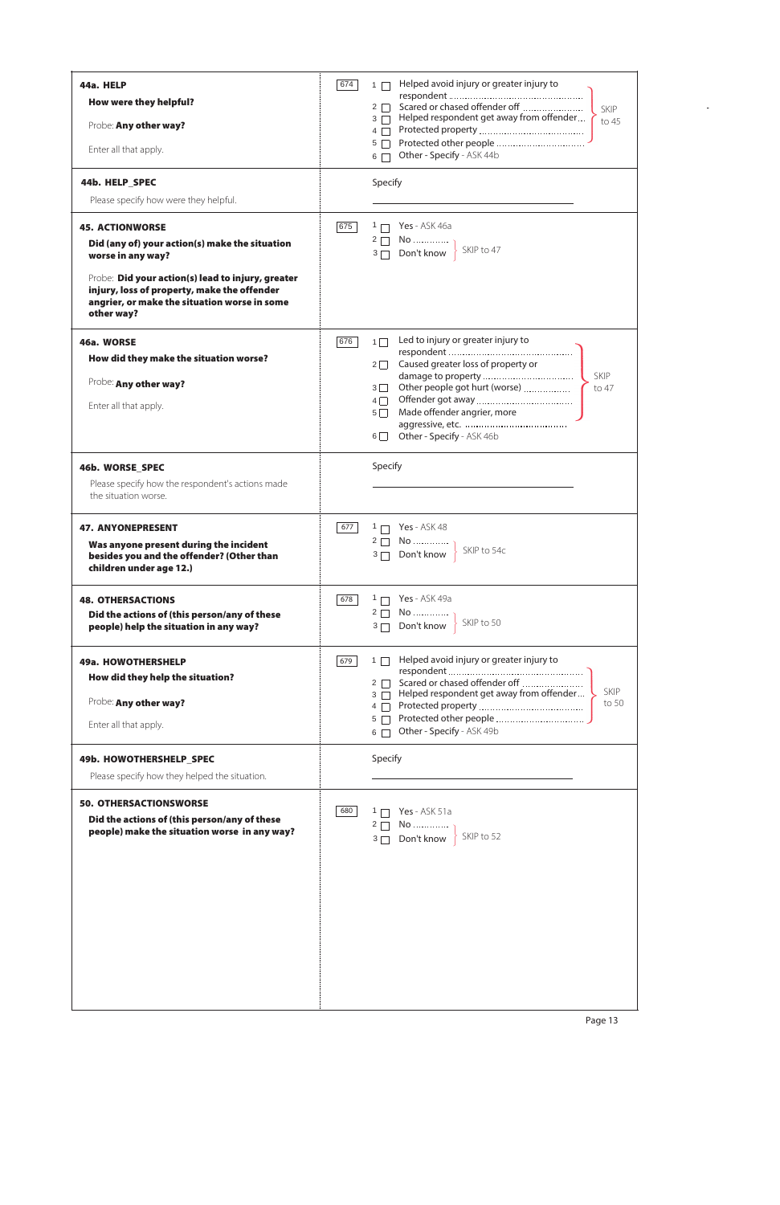| Question | Response |
|---|---|
| **44a. HELP**<br>**How were they helpful?**<br>Probe: **Any other way?**<br>Enter all that apply. | 674<br>1 ☐ Helped avoid injury or greater injury to respondent ........ SKIP to 45<br>2 ☐ Scared or chased offender off ........ SKIP to 45<br>3 ☐ Helped respondent get away from offender ... SKIP to 45<br>4 ☐ Protected property ........ SKIP to 45<br>5 ☐ Protected other people ........ SKIP to 45<br>6 ☐ Other - Specify - ASK 44b |
| **44b. HELP_SPEC**<br>Please specify how were they helpful. | Specify<br>\_\_\_\_\_\_\_\_\_\_\_\_\_\_\_\_\_\_\_\_ |
| **45. ACTIONWORSE**<br>**Did (any of) your action(s) make the situation worse in any way?**<br>Probe: **Did your action(s) lead to injury, greater injury, loss of property, make the offender angrier, or make the situation worse in some other way?** | 675<br>1 ☐ Yes - ASK 46a<br>2 ☐ No ............ SKIP to 47<br>3 ☐ Don't know SKIP to 47 |
| **46a. WORSE**<br>**How did they make the situation worse?**<br>Probe: **Any other way?**<br>Enter all that apply. | 676<br>1 ☐ Led to injury or greater injury to respondent ........ SKIP to 47<br>2 ☐ Caused greater loss of property or damage to property ........ SKIP to 47<br>3 ☐ Other people got hurt (worse) ........ SKIP to 47<br>4 ☐ Offender got away ........ SKIP to 47<br>5 ☐ Made offender angrier, more aggressive, etc. ........ SKIP to 47<br>6 ☐ Other - Specify - ASK 46b |
| **46b. WORSE_SPEC**<br>Please specify how the respondent's actions made the situation worse. | Specify<br>\_\_\_\_\_\_\_\_\_\_\_\_\_\_\_\_\_\_\_\_ |
| **47. ANYONEPRESENT**<br>**Was anyone present during the incident besides you and the offender? (Other than children under age 12.)** | 677<br>1 ☐ Yes - ASK 48<br>2 ☐ No ............ SKIP to 54c<br>3 ☐ Don't know SKIP to 54c |
| **48. OTHERSACTIONS**<br>**Did the actions of (this person/any of these people) help the situation in any way?** | 678<br>1 ☐ Yes - ASK 49a<br>2 ☐ No ............ SKIP to 50<br>3 ☐ Don't know SKIP to 50 |
| **49a. HOWOTHERSHELP**<br>**How did they help the situation?**<br>Probe: **Any other way?**<br>Enter all that apply. | 679<br>1 ☐ Helped avoid injury or greater injury to respondent ........ SKIP to 50<br>2 ☐ Scared or chased offender off ........ SKIP to 50<br>3 ☐ Helped respondent get away from offender ... SKIP to 50<br>4 ☐ Protected property ........ SKIP to 50<br>5 ☐ Protected other people ........ SKIP to 50<br>6 ☐ Other - Specify - ASK 49b |
| **49b. HOWOTHERSHELP_SPEC**<br>Please specify how they helped the situation. | Specify<br>\_\_\_\_\_\_\_\_\_\_\_\_\_\_\_\_\_\_\_\_ |
| **50. OTHERSACTIONSWORSE**<br>**Did the actions of (this person/any of these people) make the situation worse in any way?** | 680<br>1 ☐ Yes - ASK 51a<br>2 ☐ No ............ SKIP to 52<br>3 ☐ Don't know SKIP to 52 |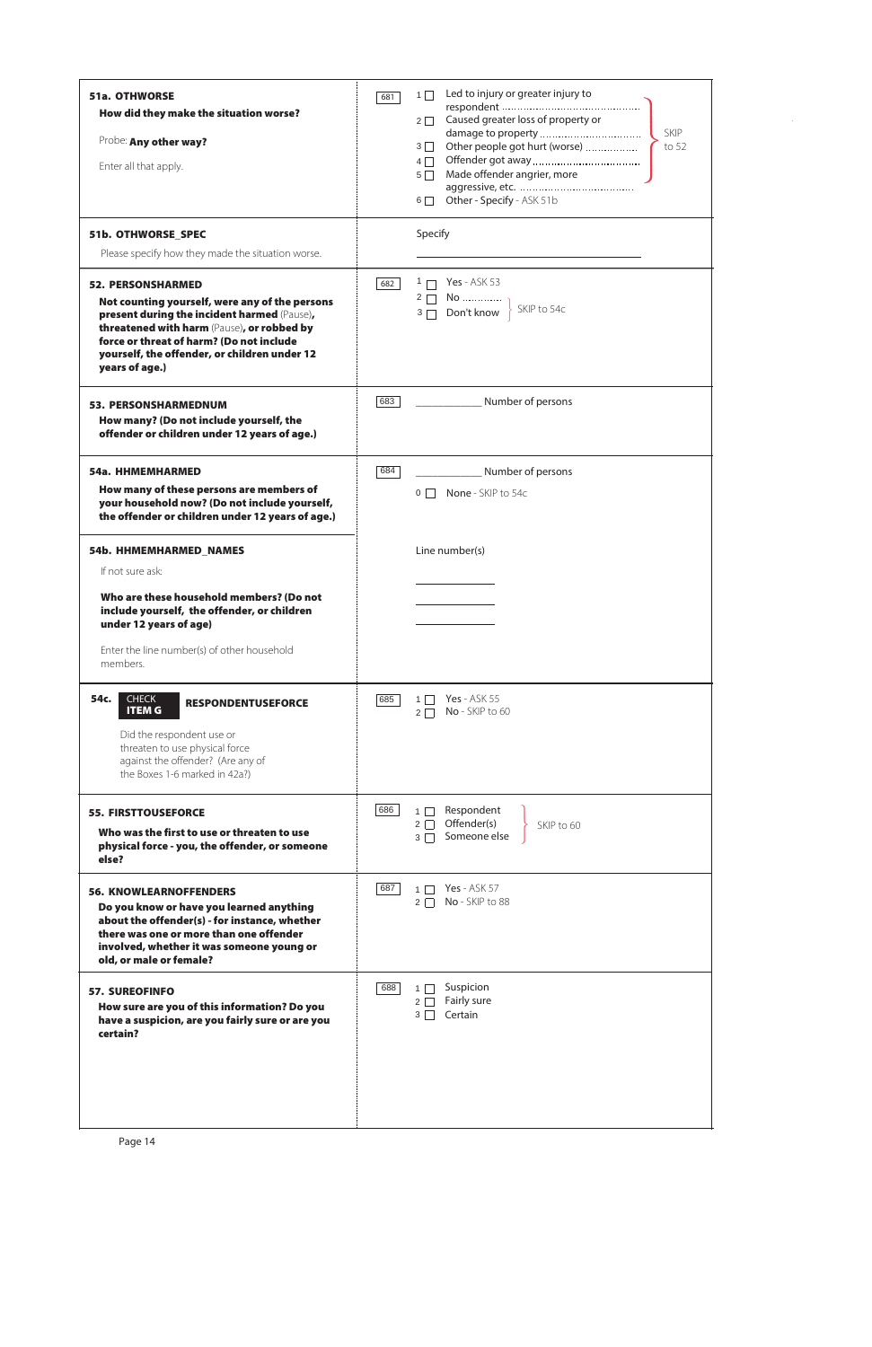| Question | Code | Response |
|---|---|---|
| **51a. OTHWORSE**<br>**How did they make the situation worse?**<br>Probe: **Any other way?**<br>Enter all that apply. | 681 | 1 ☐ Led to injury or greater injury to respondent ..........<br>2 ☐ Caused greater loss of property or damage to property ..........<br>3 ☐ Other people got hurt (worse) ..........<br>4 ☐ Offender got away ..........<br>5 ☐ Made offender angrier, more aggressive, etc. ..........<br>(1–5: SKIP to 52)<br>6 ☐ Other - Specify - ASK 51b |
| **51b. OTHWORSE_SPEC**<br>Please specify how they made the situation worse. | | Specify<br>\_\_\_\_\_\_\_\_\_\_\_\_\_\_\_\_\_\_\_\_ |
| **52. PERSONSHARMED**<br>**Not counting yourself, were any of the persons present during the incident harmed** (Pause)**, threatened with harm** (Pause)**, or robbed by force or threat of harm? (Do not include yourself, the offender, or children under 12 years of age.)** | 682 | 1 ☐ Yes - ASK 53<br>2 ☐ No ..........<br>3 ☐ Don't know<br>(2–3: SKIP to 54c) |
| **53. PERSONSHARMEDNUM**<br>**How many? (Do not include yourself, the offender or children under 12 years of age.)** | 683 | \_\_\_\_\_\_\_\_\_\_ Number of persons |
| **54a. HHMEMHARMED**<br>**How many of these persons are members of your household now? (Do not include yourself, the offender or children under 12 years of age.)** | 684 | \_\_\_\_\_\_\_\_\_\_ Number of persons<br>0 ☐ None - SKIP to 54c |
| **54b. HHMEMHARMED_NAMES**<br>If not sure ask:<br>**Who are these household members? (Do not include yourself, the offender, or children under 12 years of age)**<br>Enter the line number(s) of other household members. | | Line number(s)<br>\_\_\_\_\_\_\_\_\_\_<br>\_\_\_\_\_\_\_\_\_\_<br>\_\_\_\_\_\_\_\_\_\_ |
| **54c.** CHECK **ITEM G** **RESPONDENTUSEFORCE**<br>Did the respondent use or threaten to use physical force against the offender? (Are any of the Boxes 1-6 marked in 42a?) | 685 | 1 ☐ Yes - ASK 55<br>2 ☐ No - SKIP to 60 |
| **55. FIRSTTOUSEFORCE**<br>**Who was the first to use or threaten to use physical force - you, the offender, or someone else?** | 686 | 1 ☐ Respondent<br>2 ☐ Offender(s)<br>3 ☐ Someone else<br>(SKIP to 60) |
| **56. KNOWLEARNOFFENDERS**<br>**Do you know or have you learned anything about the offender(s) - for instance, whether there was one or more than one offender involved, whether it was someone young or old, or male or female?** | 687 | 1 ☐ Yes - ASK 57<br>2 ☐ No - SKIP to 88 |
| **57. SUREOFINFO**<br>**How sure are you of this information? Do you have a suspicion, are you fairly sure or are you certain?** | 688 | 1 ☐ Suspicion<br>2 ☐ Fairly sure<br>3 ☐ Certain |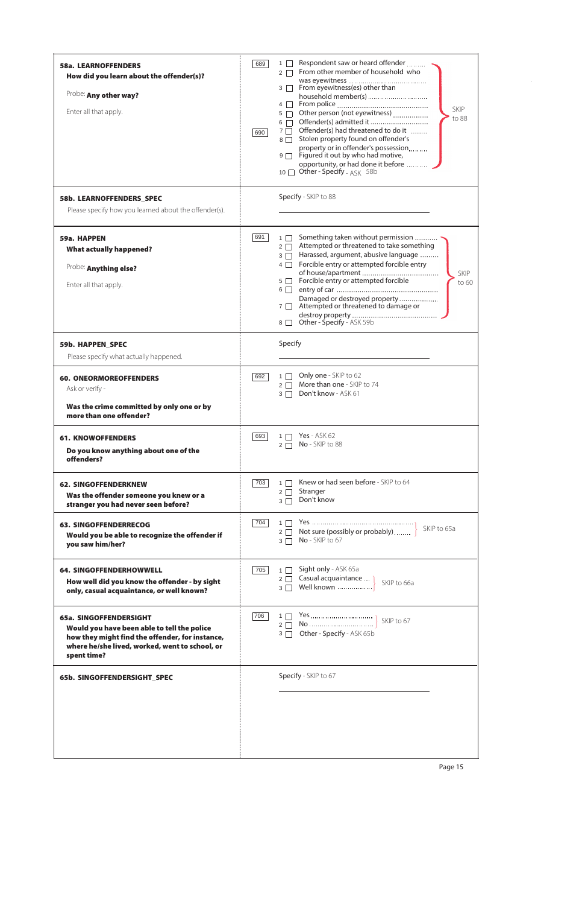| Question | Code | Responses |
|---|---|---|
| **58a. LEARNOFFENDERS**<br>**How did you learn about the offender(s)?**<br><br>Probe: **Any other way?**<br><br>Enter all that apply. | 689<br><br><br><br><br><br>690 | 1 ☐ Respondent saw or heard offender ......... SKIP to 88<br>2 ☐ From other member of household who was eyewitness ......... SKIP to 88<br>3 ☐ From eyewitness(es) other than household member(s) ......... SKIP to 88<br>4 ☐ From police ......... SKIP to 88<br>5 ☐ Other person (not eyewitness) ......... SKIP to 88<br>6 ☐ Offender(s) admitted it ......... SKIP to 88<br>7 ☐ Offender(s) had threatened to do it ......... SKIP to 88<br>8 ☐ Stolen property found on offender's property or in offender's possession......... SKIP to 88<br>9 ☐ Figured it out by who had motive, opportunity, or had done it before ......... SKIP to 88<br>10 ☐ Other - Specify - ASK 58b |
| **58b. LEARNOFFENDERS_SPEC**<br>Please specify how you learned about the offender(s). | | Specify - SKIP to 88<br>\_\_\_\_\_\_\_\_\_\_\_\_\_\_\_\_\_\_\_\_ |
| **59a. HAPPEN**<br>**What actually happened?**<br><br>Probe: **Anything else?**<br><br>Enter all that apply. | 691 | 1 ☐ Something taken without permission ......... SKIP to 60<br>2 ☐ Attempted or threatened to take something ......... SKIP to 60<br>3 ☐ Harassed, argument, abusive language ......... SKIP to 60<br>4 ☐ Forcible entry or attempted forcible entry of house/apartment ......... SKIP to 60<br>5 ☐ Forcible entry or attempted forcible entry of car ......... SKIP to 60<br>6 ☐ Damaged or destroyed property ......... SKIP to 60<br>7 ☐ Attempted or threatened to damage or destroy property ......... SKIP to 60<br>8 ☐ Other - Specify - ASK 59b |
| **59b. HAPPEN_SPEC**<br>Please specify what actually happened. | | Specify<br>\_\_\_\_\_\_\_\_\_\_\_\_\_\_\_\_\_\_\_\_ |
| **60. ONEORMOREOFFENDERS**<br>Ask or verify -<br><br>**Was the crime committed by only one or by more than one offender?** | 692 | 1 ☐ Only one - SKIP to 62<br>2 ☐ More than one - SKIP to 74<br>3 ☐ Don't know - ASK 61 |
| **61. KNOWOFFENDERS**<br>**Do you know anything about one of the offenders?** | 693 | 1 ☐ Yes - ASK 62<br>2 ☐ No - SKIP to 88 |
| **62. SINGOFFENDERKNEW**<br>**Was the offender someone you knew or a stranger you had never seen before?** | 703 | 1 ☐ Knew or had seen before - SKIP to 64<br>2 ☐ Stranger<br>3 ☐ Don't know |
| **63. SINGOFFENDERRECOG**<br>**Would you be able to recognize the offender if you saw him/her?** | 704 | 1 ☐ Yes ......... SKIP to 65a<br>2 ☐ Not sure (possibly or probably) ......... SKIP to 65a<br>3 ☐ No - SKIP to 67 |
| **64. SINGOFFENDERHOWWELL**<br>**How well did you know the offender - by sight only, casual acquaintance, or well known?** | 705 | 1 ☐ Sight only - ASK 65a<br>2 ☐ Casual acquaintance ... SKIP to 66a<br>3 ☐ Well known ......... SKIP to 66a |
| **65a. SINGOFFENDERSIGHT**<br>**Would you have been able to tell the police how they might find the offender, for instance, where he/she lived, worked, went to school, or spent time?** | 706 | 1 ☐ Yes ......... SKIP to 67<br>2 ☐ No ......... SKIP to 67<br>3 ☐ Other - Specify - ASK 65b |
| **65b. SINGOFFENDERSIGHT_SPEC** | | Specify - SKIP to 67<br>\_\_\_\_\_\_\_\_\_\_\_\_\_\_\_\_\_\_\_\_ |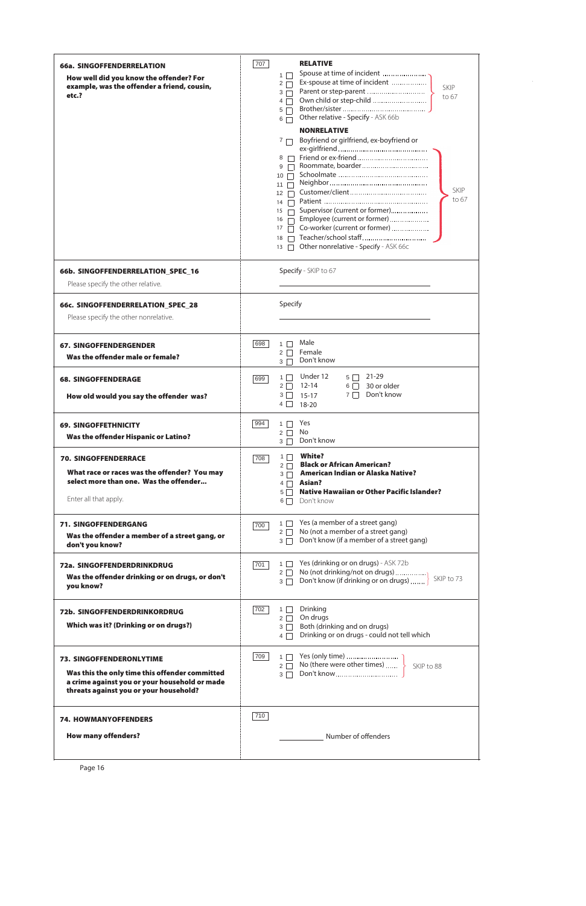| Question | Response |
|---|---|
| **66a. SINGOFFENDERRELATION**<br>**How well did you know the offender? For example, was the offender a friend, cousin, etc.?** | 707<br>**RELATIVE**<br>1 ☐ Spouse at time of incident<br>2 ☐ Ex-spouse at time of incident<br>3 ☐ Parent or step-parent<br>4 ☐ Own child or step-child<br>5 ☐ Brother/sister<br>(1–5: SKIP to 67)<br>6 ☐ Other relative - Specify - ASK 66b<br>**NONRELATIVE**<br>7 ☐ Boyfriend or girlfriend, ex-boyfriend or ex-girlfriend<br>8 ☐ Friend or ex-friend<br>9 ☐ Roommate, boarder<br>10 ☐ Schoolmate<br>11 ☐ Neighbor<br>12 ☐ Customer/client<br>14 ☐ Patient<br>15 ☐ Supervisor (current or former)<br>16 ☐ Employee (current or former)<br>17 ☐ Co-worker (current or former)<br>18 ☐ Teacher/school staff<br>(7–18: SKIP to 67)<br>13 ☐ Other nonrelative - Specify - ASK 66c |
| **66b. SINGOFFENDERRELATION_SPEC_16**<br>Please specify the other relative. | Specify - SKIP to 67<br>\_\_\_\_\_\_\_\_\_\_\_\_\_\_\_\_\_\_\_\_ |
| **66c. SINGOFFENDERRELATION_SPEC_28**<br>Please specify the other nonrelative. | Specify<br>\_\_\_\_\_\_\_\_\_\_\_\_\_\_\_\_\_\_\_\_ |
| **67. SINGOFFENDERGENDER**<br>**Was the offender male or female?** | 698<br>1 ☐ Male<br>2 ☐ Female<br>3 ☐ Don't know |
| **68. SINGOFFENDERAGE**<br>**How old would you say the offender was?** | 699<br>1 ☐ Under 12<br>2 ☐ 12-14<br>3 ☐ 15-17<br>4 ☐ 18-20<br>5 ☐ 21-29<br>6 ☐ 30 or older<br>7 ☐ Don't know |
| **69. SINGOFFETHNICITY**<br>**Was the offender Hispanic or Latino?** | 994<br>1 ☐ Yes<br>2 ☐ No<br>3 ☐ Don't know |
| **70. SINGOFFENDERRACE**<br>**What race or races was the offender? You may select more than one. Was the offender...**<br>Enter all that apply. | 708<br>1 ☐ **White?**<br>2 ☐ **Black or African American?**<br>3 ☐ **American Indian or Alaska Native?**<br>4 ☐ **Asian?**<br>5 ☐ **Native Hawaiian or Other Pacific Islander?**<br>6 ☐ Don't know |
| **71. SINGOFFENDERGANG**<br>**Was the offender a member of a street gang, or don't you know?** | 700<br>1 ☐ Yes (a member of a street gang)<br>2 ☐ No (not a member of a street gang)<br>3 ☐ Don't know (if a member of a street gang) |
| **72a. SINGOFFENDERDRINKDRUG**<br>**Was the offender drinking or on drugs, or don't you know?** | 701<br>1 ☐ Yes (drinking or on drugs) - ASK 72b<br>2 ☐ No (not drinking/not on drugs)<br>3 ☐ Don't know (if drinking or on drugs)<br>(2–3: SKIP to 73) |
| **72b. SINGOFFENDERDRINKORDRUG**<br>**Which was it? (Drinking or on drugs?)** | 702<br>1 ☐ Drinking<br>2 ☐ On drugs<br>3 ☐ Both (drinking and on drugs)<br>4 ☐ Drinking or on drugs - could not tell which |
| **73. SINGOFFENDERONLYTIME**<br>**Was this the only time this offender committed a crime against you or your household or made threats against you or your household?** | 709<br>1 ☐ Yes (only time)<br>2 ☐ No (there were other times)<br>3 ☐ Don't know<br>(1–3: SKIP to 88) |
| **74. HOWMANYOFFENDERS**<br>**How many offenders?** | 710<br>\_\_\_\_\_\_\_\_\_\_ Number of offenders |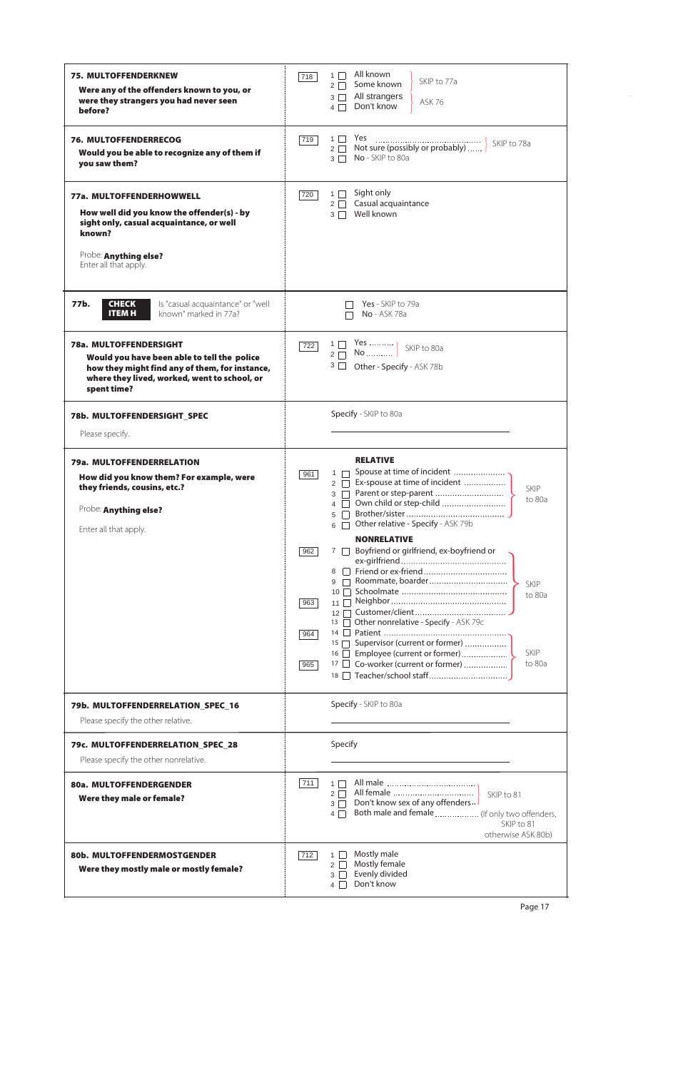| Question | Response |
| --- | --- |
| **75. MULTOFFENDERKNEW**<br>**Were any of the offenders known to you, or were they strangers you had never seen before?** | 718<br>1 ☐ All known<br>2 ☐ Some known } SKIP to 77a<br>3 ☐ All strangers<br>4 ☐ Don't know } ASK 76 |
| **76. MULTOFFENDERRECOG**<br>**Would you be able to recognize any of them if you saw them?** | 719<br>1 ☐ Yes<br>2 ☐ Not sure (possibly or probably) } SKIP to 78a<br>3 ☐ No - SKIP to 80a |
| **77a. MULTOFFENDERHOWWELL**<br>**How well did you know the offender(s) - by sight only, casual acquaintance, or well known?**<br><br>Probe: **Anything else?**<br>Enter all that apply. | 720<br>1 ☐ Sight only<br>2 ☐ Casual acquaintance<br>3 ☐ Well known |
| **77b. CHECK ITEM H** Is "casual acquaintance" or "well known" marked in 77a? | ☐ Yes - SKIP to 79a<br>☐ No - ASK 78a |
| **78a. MULTOFFENDERSIGHT**<br>**Would you have been able to tell the police how they might find any of them, for instance, where they lived, worked, went to school, or spent time?** | 722<br>1 ☐ Yes<br>2 ☐ No } SKIP to 80a<br>3 ☐ Other - Specify - ASK 78b |
| **78b. MULTOFFENDERSIGHT_SPEC**<br>Please specify. | Specify - SKIP to 80a<br>\_\_\_\_\_\_\_\_\_\_\_\_\_\_\_\_\_\_\_\_ |
| **79a. MULTOFFENDERRELATION**<br>**How did you know them? For example, were they friends, cousins, etc.?**<br><br>Probe: **Anything else?**<br><br>Enter all that apply. | **RELATIVE**<br>961<br>1 ☐ Spouse at time of incident<br>2 ☐ Ex-spouse at time of incident<br>3 ☐ Parent or step-parent<br>4 ☐ Own child or step-child<br>5 ☐ Brother/sister } SKIP to 80a<br>6 ☐ Other relative - Specify - ASK 79b<br>**NONRELATIVE**<br>962<br>7 ☐ Boyfriend or girlfriend, ex-boyfriend or ex-girlfriend<br>8 ☐ Friend or ex-friend<br>9 ☐ Roommate, boarder<br>10 ☐ Schoolmate<br>963<br>11 ☐ Neighbor<br>12 ☐ Customer/client } SKIP to 80a<br>13 ☐ Other nonrelative - Specify - ASK 79c<br>964<br>14 ☐ Patient<br>15 ☐ Supervisor (current or former)<br>16 ☐ Employee (current or former)<br>965<br>17 ☐ Co-worker (current or former)<br>18 ☐ Teacher/school staff } SKIP to 80a |
| **79b. MULTOFFENDERRELATION_SPEC_16**<br>Please specify the other relative. | Specify - SKIP to 80a<br>\_\_\_\_\_\_\_\_\_\_\_\_\_\_\_\_\_\_\_\_ |
| **79c. MULTOFFENDERRELATION_SPEC_28**<br>Please specify the other nonrelative. | Specify<br>\_\_\_\_\_\_\_\_\_\_\_\_\_\_\_\_\_\_\_\_ |
| **80a. MULTOFFENDERGENDER**<br>**Were they male or female?** | 711<br>1 ☐ All male<br>2 ☐ All female<br>3 ☐ Don't know sex of any offenders } SKIP to 81<br>4 ☐ Both male and female (If only two offenders, SKIP to 81 otherwise ASK 80b) |
| **80b. MULTOFFENDERMOSTGENDER**<br>**Were they mostly male or mostly female?** | 712<br>1 ☐ Mostly male<br>2 ☐ Mostly female<br>3 ☐ Evenly divided<br>4 ☐ Don't know |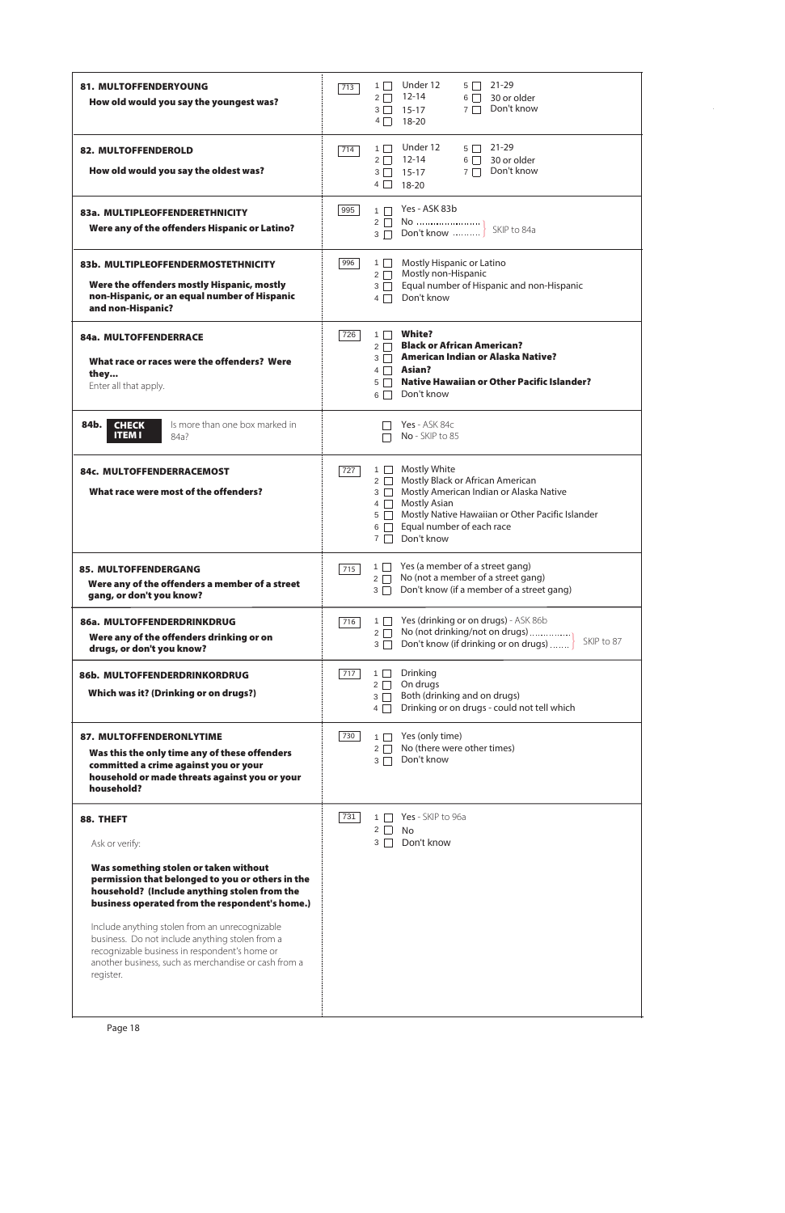**81. MULTOFFENDERYOUNG**

**How old would you say the youngest was?**

713
- 1 ☐ Under 12
- 2 ☐ 12-14
- 3 ☐ 15-17
- 4 ☐ 18-20
- 5 ☐ 21-29
- 6 ☐ 30 or older
- 7 ☐ Don't know

---

**82. MULTOFFENDEROLD**

**How old would you say the oldest was?**

714
- 1 ☐ Under 12
- 2 ☐ 12-14
- 3 ☐ 15-17
- 4 ☐ 18-20
- 5 ☐ 21-29
- 6 ☐ 30 or older
- 7 ☐ Don't know

---

**83a. MULTIPLEOFFENDERETHNICITY**

**Were any of the offenders Hispanic or Latino?**

995
- 1 ☐ Yes - ASK 83b
- 2 ☐ No ........................ } SKIP to 84a
- 3 ☐ Don't know .......... } SKIP to 84a

---

**83b. MULTIPLEOFFENDERMOSTETHNICITY**

**Were the offenders mostly Hispanic, mostly non-Hispanic, or an equal number of Hispanic and non-Hispanic?**

996
- 1 ☐ Mostly Hispanic or Latino
- 2 ☐ Mostly non-Hispanic
- 3 ☐ Equal number of Hispanic and non-Hispanic
- 4 ☐ Don't know

---

**84a. MULTOFFENDERRACE**

**What race or races were the offenders? Were they...**

Enter all that apply.

726
- 1 ☐ **White?**
- 2 ☐ **Black or African American?**
- 3 ☐ **American Indian or Alaska Native?**
- 4 ☐ **Asian?**
- 5 ☐ **Native Hawaiian or Other Pacific Islander?**
- 6 ☐ Don't know

---

**84b. CHECK ITEM I** Is more than one box marked in 84a?

- ☐ Yes - ASK 84c
- ☐ No - SKIP to 85

---

**84c. MULTOFFENDERRACEMOST**

**What race were most of the offenders?**

727
- 1 ☐ Mostly White
- 2 ☐ Mostly Black or African American
- 3 ☐ Mostly American Indian or Alaska Native
- 4 ☐ Mostly Asian
- 5 ☐ Mostly Native Hawaiian or Other Pacific Islander
- 6 ☐ Equal number of each race
- 7 ☐ Don't know

---

**85. MULTOFFENDERGANG**

**Were any of the offenders a member of a street gang, or don't you know?**

715
- 1 ☐ Yes (a member of a street gang)
- 2 ☐ No (not a member of a street gang)
- 3 ☐ Don't know (if a member of a street gang)

---

**86a. MULTOFFENDERDRINKDRUG**

**Were any of the offenders drinking or on drugs, or don't you know?**

716
- 1 ☐ Yes (drinking or on drugs) - ASK 86b
- 2 ☐ No (not drinking/not on drugs) ............... } SKIP to 87
- 3 ☐ Don't know (if drinking or on drugs) ....... } SKIP to 87

---

**86b. MULTOFFENDERDRINKORDRUG**

**Which was it? (Drinking or on drugs?)**

717
- 1 ☐ Drinking
- 2 ☐ On drugs
- 3 ☐ Both (drinking and on drugs)
- 4 ☐ Drinking or on drugs - could not tell which

---

**87. MULTOFFENDERONLYTIME**

**Was this the only time any of these offenders committed a crime against you or your household or made threats against you or your household?**

730
- 1 ☐ Yes (only time)
- 2 ☐ No (there were other times)
- 3 ☐ Don't know

---

**88. THEFT**

Ask or verify:

**Was something stolen or taken without permission that belonged to you or others in the household? (Include anything stolen from the business operated from the respondent's home.)**

Include anything stolen from an unrecognizable business. Do not include anything stolen from a recognizable business in respondent's home or another business, such as merchandise or cash from a register.

731
- 1 ☐ Yes - SKIP to 96a
- 2 ☐ No
- 3 ☐ Don't know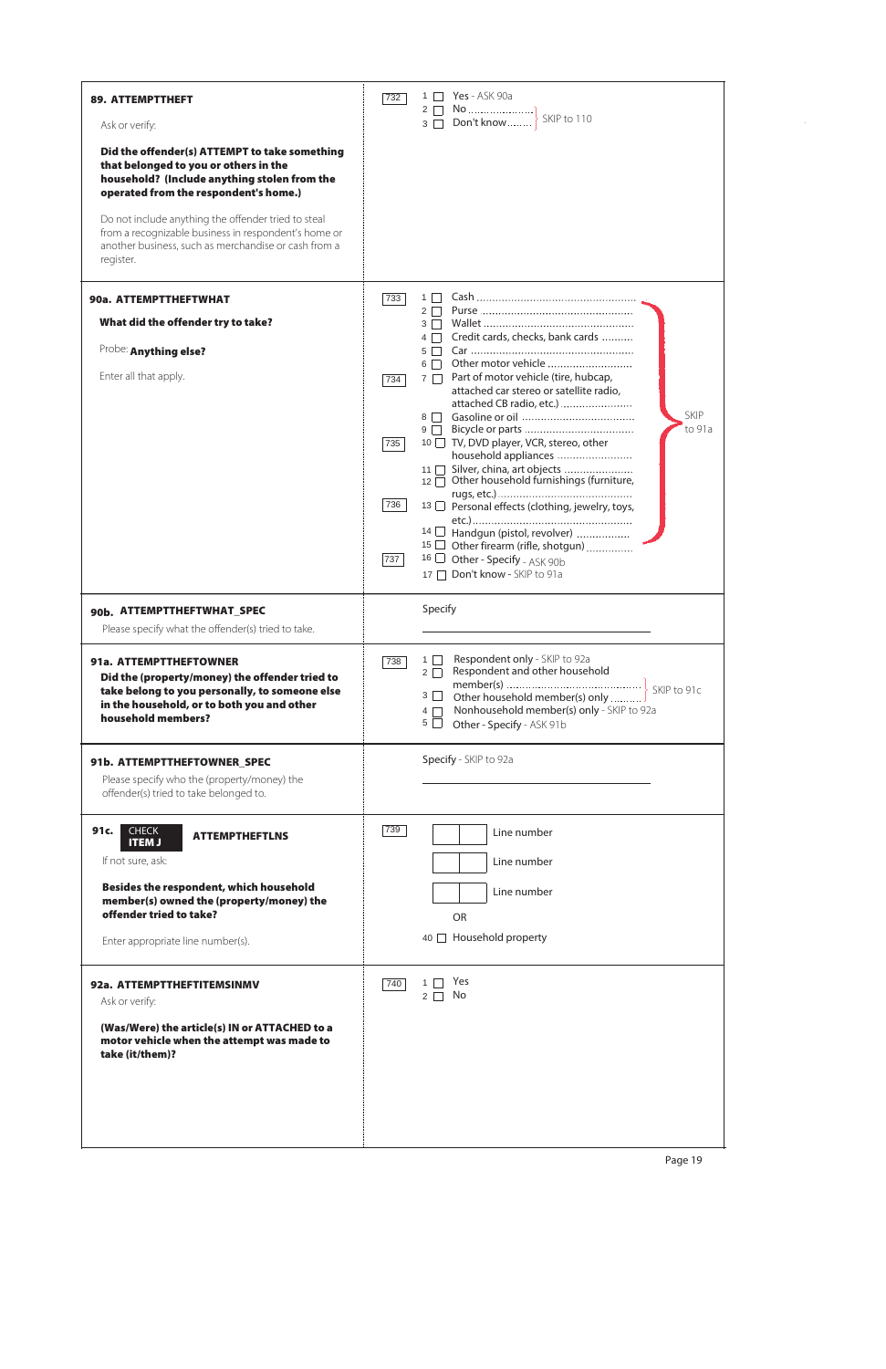| Question | Response |
| --- | --- |
| **89. ATTEMPTTHEFT**<br><br>Ask or verify:<br><br>**Did the offender(s) ATTEMPT to take something that belonged to you or others in the household? (Include anything stolen from the respondent's home.)**<br><br>Do not include anything the offender tried to steal from a recognizable business in respondent's home or another business, such as merchandise or cash from a register. | 732<br>1 ☐ Yes - ASK 90a<br>2 ☐ No ........ } SKIP to 110<br>3 ☐ Don't know ........ } SKIP to 110 |
| **90a. ATTEMPTTHEFTWHAT**<br><br>**What did the offender try to take?**<br><br>Probe: **Anything else?**<br><br>Enter all that apply. | 733<br>1 ☐ Cash ........<br>2 ☐ Purse ........<br>3 ☐ Wallet ........<br>4 ☐ Credit cards, checks, bank cards ........<br>5 ☐ Car ........<br>6 ☐ Other motor vehicle ........<br>734<br>7 ☐ Part of motor vehicle (tire, hubcap, attached car stereo or satellite radio, attached CB radio, etc.) ........<br>8 ☐ Gasoline or oil ........<br>9 ☐ Bicycle or parts ........<br>735<br>10 ☐ TV, DVD player, VCR, stereo, other household appliances ........<br>11 ☐ Silver, china, art objects ........<br>12 ☐ Other household furnishings (furniture, rugs, etc.) ........<br>736<br>13 ☐ Personal effects (clothing, jewelry, toys, etc.) ........<br>14 ☐ Handgun (pistol, revolver) ........<br>15 ☐ Other firearm (rifle, shotgun) ........<br>(1–15: SKIP to 91a)<br>737<br>16 ☐ Other - Specify - ASK 90b<br>17 ☐ Don't know - SKIP to 91a |
| **90b. ATTEMPTTHEFTWHAT_SPEC**<br><br>Please specify what the offender(s) tried to take. | Specify ________________________ |
| **91a. ATTEMPTTHEFTOWNER**<br>**Did the (property/money) the offender tried to take belong to you personally, to someone else in the household, or to both you and other household members?** | 738<br>1 ☐ Respondent only - SKIP to 92a<br>2 ☐ Respondent and other household member(s) ........ } SKIP to 91c<br>3 ☐ Other household member(s) only ........ } SKIP to 91c<br>4 ☐ Nonhousehold member(s) only - SKIP to 92a<br>5 ☐ Other - Specify - ASK 91b |
| **91b. ATTEMPTTHEFTOWNER_SPEC**<br><br>Please specify who the (property/money) the offender(s) tried to take belonged to. | Specify - SKIP to 92a<br>________________________ |
| **91c.** **CHECK ITEM J** **ATTEMPTHEFTLNS**<br><br>If not sure, ask:<br><br>**Besides the respondent, which household member(s) owned the (property/money) the offender tried to take?**<br><br>Enter appropriate line number(s). | 739<br>☐☐ Line number<br>☐☐ Line number<br>☐☐ Line number<br>OR<br>40 ☐ Household property |
| **92a. ATTEMPTTHEFTITEMSINMV**<br>Ask or verify:<br><br>**(Was/Were) the article(s) IN or ATTACHED to a motor vehicle when the attempt was made to take (it/them)?** | 740<br>1 ☐ Yes<br>2 ☐ No |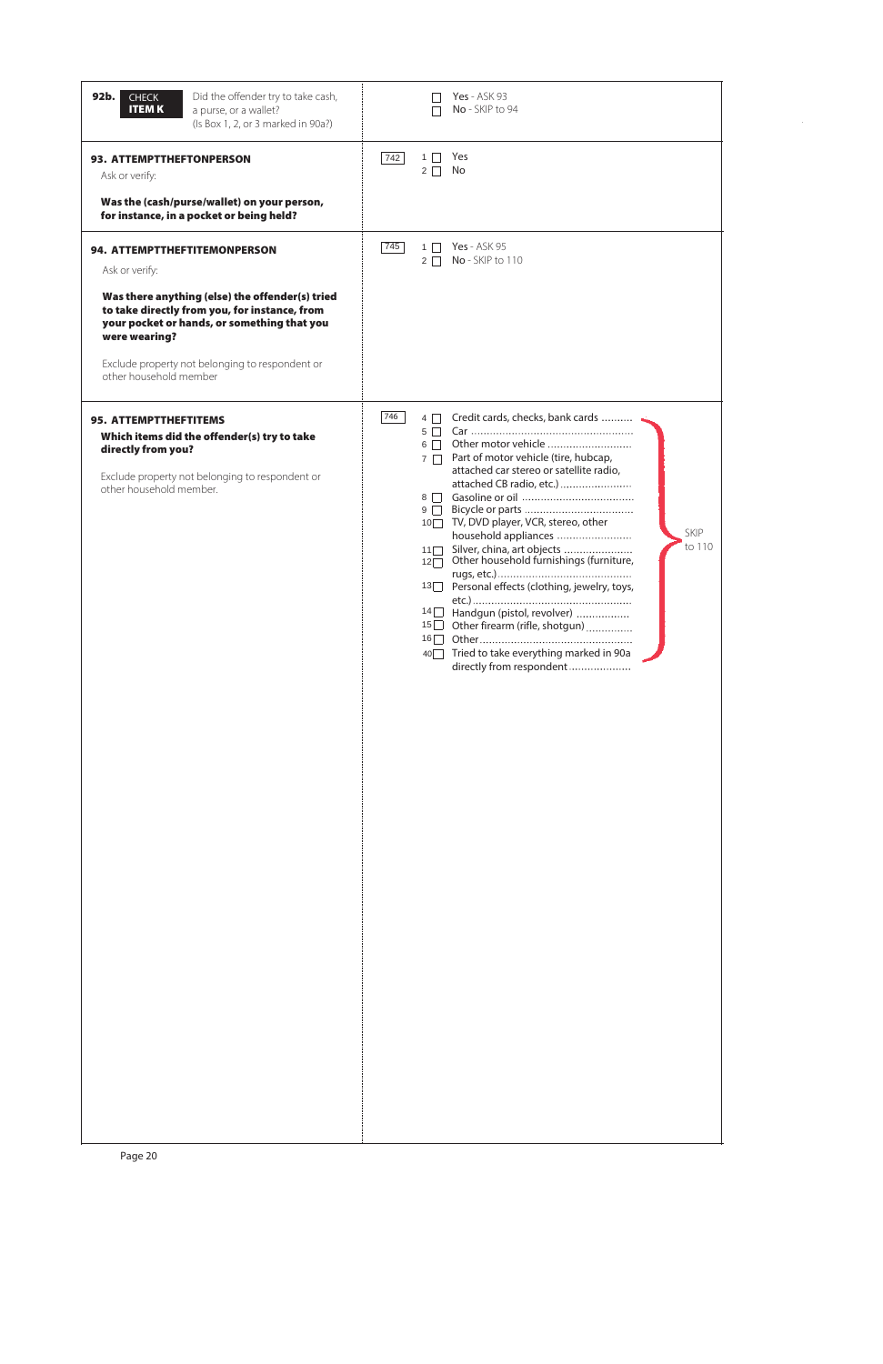**92b.** **CHECK ITEM K**

Did the offender try to take cash, a purse, or a wallet?
(Is Box 1, 2, or 3 marked in 90a?)

- ☐ Yes - ASK 93
- ☐ No - SKIP to 94

---

**93. ATTEMPTTHEFTONPERSON**

Ask or verify:

**Was the (cash/purse/wallet) on your person, for instance, in a pocket or being held?**

742
- 1 ☐ Yes
- 2 ☐ No

---

**94. ATTEMPTTHEFTITEMONPERSON**

Ask or verify:

**Was there anything (else) the offender(s) tried to take directly from you, for instance, from your pocket or hands, or something that you were wearing?**

Exclude property not belonging to respondent or other household member

745
- 1 ☐ Yes - ASK 95
- 2 ☐ No - SKIP to 110

---

**95. ATTEMPTTHEFTITEMS**

**Which items did the offender(s) try to take directly from you?**

Exclude property not belonging to respondent or other household member.

746 (All items: SKIP to 110)
- 4 ☐ Credit cards, checks, bank cards
- 5 ☐ Car
- 6 ☐ Other motor vehicle
- 7 ☐ Part of motor vehicle (tire, hubcap, attached car stereo or satellite radio, attached CB radio, etc.)
- 8 ☐ Gasoline or oil
- 9 ☐ Bicycle or parts
- 10 ☐ TV, DVD player, VCR, stereo, other household appliances
- 11 ☐ Silver, china, art objects
- 12 ☐ Other household furnishings (furniture, rugs, etc.)
- 13 ☐ Personal effects (clothing, jewelry, toys, etc.)
- 14 ☐ Handgun (pistol, revolver)
- 15 ☐ Other firearm (rifle, shotgun)
- 16 ☐ Other
- 40 ☐ Tried to take everything marked in 90a directly from respondent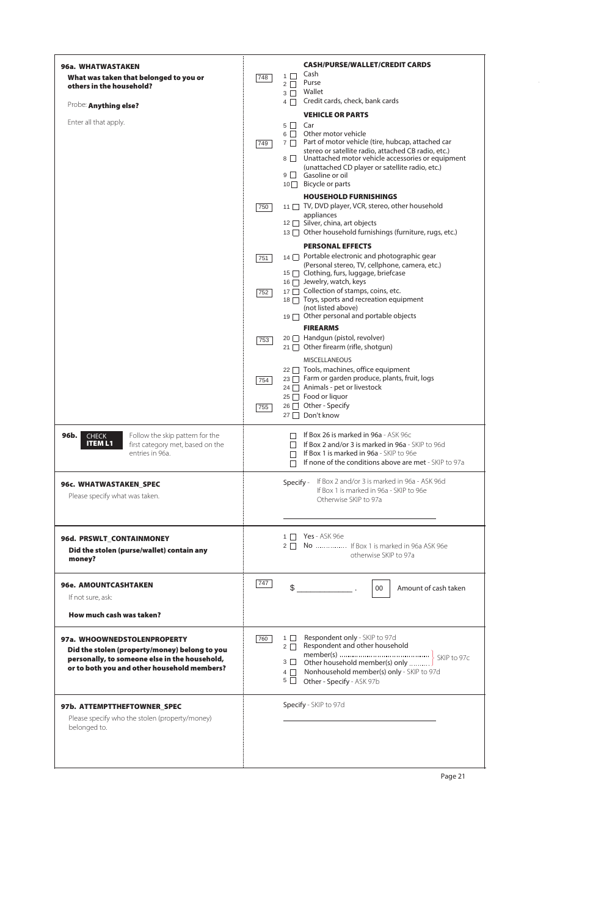| Question | Code | Response |
|---|---|---|
| **96a. WHATWASTAKEN**<br>**What was taken that belonged to you or others in the household?**<br><br>Probe: **Anything else?**<br><br>Enter all that apply. | | **CASH/PURSE/WALLET/CREDIT CARDS** |
| | 748 | 1 ☐ Cash<br>2 ☐ Purse<br>3 ☐ Wallet<br>4 ☐ Credit cards, check, bank cards |
| | | **VEHICLE OR PARTS** |
| | 749 | 5 ☐ Car<br>6 ☐ Other motor vehicle<br>7 ☐ Part of motor vehicle (tire, hubcap, attached car stereo or satellite radio, attached CB radio, etc.)<br>8 ☐ Unattached motor vehicle accessories or equipment (unattached CD player or satellite radio, etc.)<br>9 ☐ Gasoline or oil<br>10 ☐ Bicycle or parts |
| | | **HOUSEHOLD FURNISHINGS** |
| | 750 | 11 ☐ TV, DVD player, VCR, stereo, other household appliances<br>12 ☐ Silver, china, art objects<br>13 ☐ Other household furnishings (furniture, rugs, etc.) |
| | | **PERSONAL EFFECTS** |
| | 751 | 14 ☐ Portable electronic and photographic gear (Personal stereo, TV, cellphone, camera, etc.)<br>15 ☐ Clothing, furs, luggage, briefcase<br>16 ☐ Jewelry, watch, keys |
| | 752 | 17 ☐ Collection of stamps, coins, etc.<br>18 ☐ Toys, sports and recreation equipment (not listed above)<br>19 ☐ Other personal and portable objects |
| | | **FIREARMS** |
| | 753 | 20 ☐ Handgun (pistol, revolver)<br>21 ☐ Other firearm (rifle, shotgun) |
| | | MISCELLANEOUS |
| | 754 | 22 ☐ Tools, machines, office equipment<br>23 ☐ Farm or garden produce, plants, fruit, logs<br>24 ☐ Animals - pet or livestock<br>25 ☐ Food or liquor |
| | 755 | 26 ☐ Other - Specify<br>27 ☐ Don't know |
| **96b. CHECK ITEM L1**<br>Follow the skip pattern for the first category met, based on the entries in 96a. | | ☐ If Box 26 is marked in 96a - ASK 96c<br>☐ If Box 2 and/or 3 is marked in 96a - SKIP to 96d<br>☐ If Box 1 is marked in 96a - SKIP to 96e<br>☐ If none of the conditions above are met - SKIP to 97a |
| **96c. WHATWASTAKEN_SPEC**<br>Please specify what was taken. | | Specify - If Box 2 and/or 3 is marked in 96a - ASK 96d<br>If Box 1 is marked in 96a - SKIP to 96e<br>Otherwise SKIP to 97a<br>\_\_\_\_\_\_\_\_\_\_\_\_\_\_\_\_\_\_\_\_ |
| **96d. PRSWLT_CONTAINMONEY**<br>**Did the stolen (purse/wallet) contain any money?** | | 1 ☐ Yes - ASK 96e<br>2 ☐ No ............... If Box 1 is marked in 96a ASK 96e otherwise SKIP to 97a |
| **96e. AMOUNTCASHTAKEN**<br>If not sure, ask:<br><br>**How much cash was taken?** | 747 | $ \_\_\_\_\_\_\_\_\_\_ . 00 Amount of cash taken |
| **97a. WHOOWNEDSTOLENPROPERTY**<br>**Did the stolen (property/money) belong to you personally, to someone else in the household, or to both you and other household members?** | 760 | 1 ☐ Respondent only - SKIP to 97d<br>2 ☐ Respondent and other household member(s) ............ SKIP to 97c<br>3 ☐ Other household member(s) only .......... SKIP to 97c<br>4 ☐ Nonhousehold member(s) only - SKIP to 97d<br>5 ☐ Other - Specify - ASK 97b |
| **97b. ATTEMPTTHEFTOWNER_SPEC**<br>Please specify who the stolen (property/money) belonged to. | | Specify - SKIP to 97d<br>\_\_\_\_\_\_\_\_\_\_\_\_\_\_\_\_\_\_\_\_ |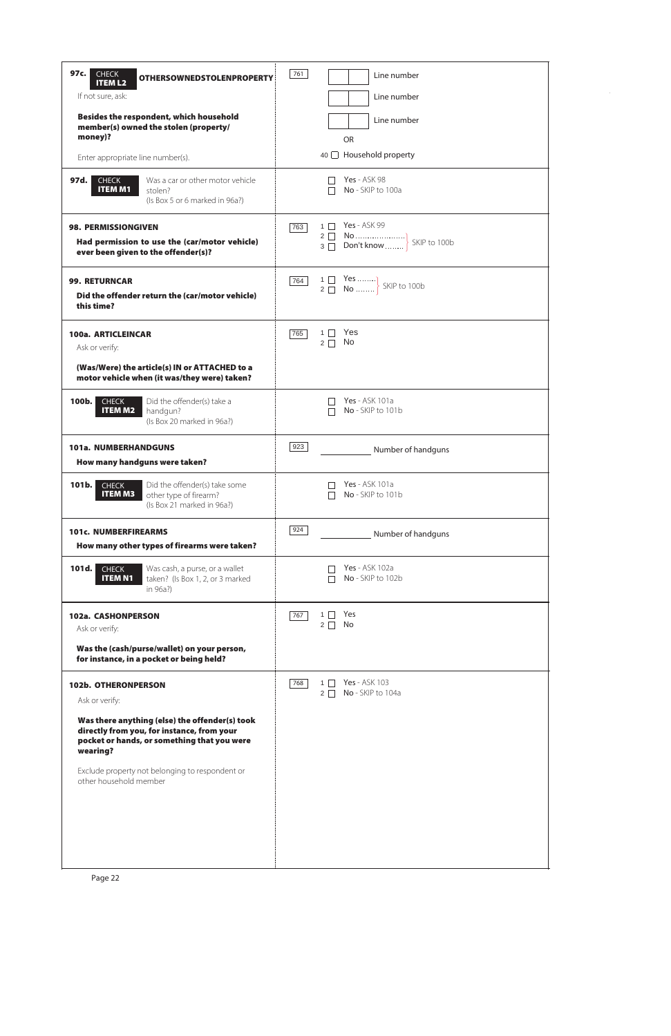| Question | Response |
|---|---|
| **97c.** **CHECK ITEM L2** **OTHERSOWNEDSTOLENPROPERTY**<br>If not sure, ask:<br>**Besides the respondent, which household member(s) owned the stolen (property/ money)?**<br>Enter appropriate line number(s). | 761<br>☐☐ Line number<br>☐☐ Line number<br>☐☐ Line number<br>OR<br>40 ☐ Household property |
| **97d.** **CHECK ITEM M1** Was a car or other motor vehicle stolen? (Is Box 5 or 6 marked in 96a?) | ☐ Yes - ASK 98<br>☐ No - SKIP to 100a |
| **98. PERMISSIONGIVEN**<br>**Had permission to use the (car/motor vehicle) ever been given to the offender(s)?** | 763<br>1 ☐ Yes - ASK 99<br>2 ☐ No ...................... } SKIP to 100b<br>3 ☐ Don't know ........ } SKIP to 100b |
| **99. RETURNCAR**<br>**Did the offender return the (car/motor vehicle) this time?** | 764<br>1 ☐ Yes ........ } SKIP to 100b<br>2 ☐ No ........ } SKIP to 100b |
| **100a. ARTICLEINCAR**<br>Ask or verify:<br>**(Was/Were) the article(s) IN or ATTACHED to a motor vehicle when (it was/they were) taken?** | 765<br>1 ☐ Yes<br>2 ☐ No |
| **100b.** **CHECK ITEM M2** Did the offender(s) take a handgun? (Is Box 20 marked in 96a?) | ☐ Yes - ASK 101a<br>☐ No - SKIP to 101b |
| **101a. NUMBERHANDGUNS**<br>**How many handguns were taken?** | 923<br>_______ Number of handguns |
| **101b.** **CHECK ITEM M3** Did the offender(s) take some other type of firearm? (Is Box 21 marked in 96a?) | ☐ Yes - ASK 101a<br>☐ No - SKIP to 101b |
| **101c. NUMBERFIREARMS**<br>**How many other types of firearms were taken?** | 924<br>_______ Number of handguns |
| **101d.** **CHECK ITEM N1** Was cash, a purse, or a wallet taken? (Is Box 1, 2, or 3 marked in 96a?) | ☐ Yes - ASK 102a<br>☐ No - SKIP to 102b |
| **102a. CASHONPERSON**<br>Ask or verify:<br>**Was the (cash/purse/wallet) on your person, for instance, in a pocket or being held?** | 767<br>1 ☐ Yes<br>2 ☐ No |
| **102b. OTHERONPERSON**<br>Ask or verify:<br>**Was there anything (else) the offender(s) took directly from you, for instance, from your pocket or hands, or something that you were wearing?**<br>Exclude property not belonging to respondent or other household member | 768<br>1 ☐ Yes - ASK 103<br>2 ☐ No - SKIP to 104a |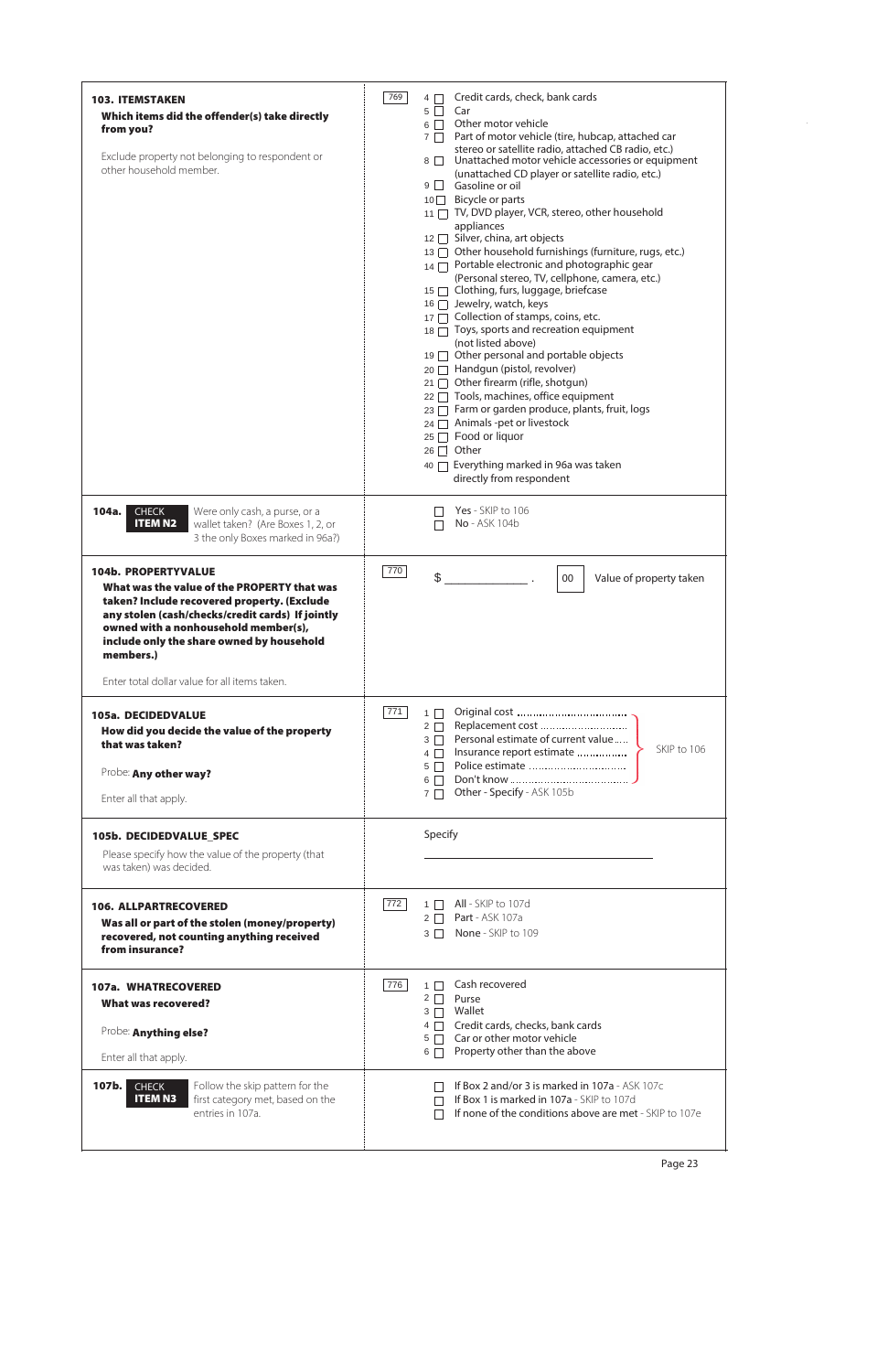| Question | Response |
|---|---|
| **103. ITEMSTAKEN**<br>**Which items did the offender(s) take directly from you?**<br><br>Exclude property not belonging to respondent or other household member. | 769<br>4 ☐ Credit cards, check, bank cards<br>5 ☐ Car<br>6 ☐ Other motor vehicle<br>7 ☐ Part of motor vehicle (tire, hubcap, attached car stereo or satellite radio, attached CB radio, etc.)<br>8 ☐ Unattached motor vehicle accessories or equipment (unattached CD player or satellite radio, etc.)<br>9 ☐ Gasoline or oil<br>10 ☐ Bicycle or parts<br>11 ☐ TV, DVD player, VCR, stereo, other household appliances<br>12 ☐ Silver, china, art objects<br>13 ☐ Other household furnishings (furniture, rugs, etc.)<br>14 ☐ Portable electronic and photographic gear (Personal stereo, TV, cellphone, camera, etc.)<br>15 ☐ Clothing, furs, luggage, briefcase<br>16 ☐ Jewelry, watch, keys<br>17 ☐ Collection of stamps, coins, etc.<br>18 ☐ Toys, sports and recreation equipment (not listed above)<br>19 ☐ Other personal and portable objects<br>20 ☐ Handgun (pistol, revolver)<br>21 ☐ Other firearm (rifle, shotgun)<br>22 ☐ Tools, machines, office equipment<br>23 ☐ Farm or garden produce, plants, fruit, logs<br>24 ☐ Animals -pet or livestock<br>25 ☐ Food or liquor<br>26 ☐ Other<br>40 ☐ Everything marked in 96a was taken directly from respondent |
| **104a.** **CHECK ITEM N2** Were only cash, a purse, or a wallet taken? (Are Boxes 1, 2, or 3 the only Boxes marked in 96a?) | ☐ **Yes** - SKIP to 106<br>☐ **No** - ASK 104b |
| **104b. PROPERTYVALUE**<br>**What was the value of the PROPERTY that was taken? Include recovered property. (Exclude any stolen (cash/checks/credit cards) If jointly owned with a nonhousehold member(s), include only the share owned by household members.)**<br><br>Enter total dollar value for all items taken. | 770<br>$ _____________ . 00 Value of property taken |
| **105a. DECIDEDVALUE**<br>**How did you decide the value of the property that was taken?**<br><br>Probe: **Any other way?**<br><br>Enter all that apply. | 771<br>1 ☐ Original cost<br>2 ☐ Replacement cost<br>3 ☐ Personal estimate of current value<br>4 ☐ Insurance report estimate<br>5 ☐ Police estimate<br>6 ☐ Don't know<br>(1–6: SKIP to 106)<br>7 ☐ Other - Specify - ASK 105b |
| **105b. DECIDEDVALUE_SPEC**<br>Please specify how the value of the property (that was taken) was decided. | Specify<br>_______________________________ |
| **106. ALLPARTRECOVERED**<br>**Was all or part of the stolen (money/property) recovered, not counting anything received from insurance?** | 772<br>1 ☐ **All** - SKIP to 107d<br>2 ☐ **Part** - ASK 107a<br>3 ☐ **None** - SKIP to 109 |
| **107a. WHATRECOVERED**<br>**What was recovered?**<br><br>Probe: **Anything else?**<br><br>Enter all that apply. | 776<br>1 ☐ Cash recovered<br>2 ☐ Purse<br>3 ☐ Wallet<br>4 ☐ Credit cards, checks, bank cards<br>5 ☐ Car or other motor vehicle<br>6 ☐ Property other than the above |
| **107b.** **CHECK ITEM N3** Follow the skip pattern for the first category met, based on the entries in 107a. | ☐ **If Box 2 and/or 3 is marked in 107a** - ASK 107c<br>☐ **If Box 1 is marked in 107a** - SKIP to 107d<br>☐ **If none of the conditions above are met** - SKIP to 107e |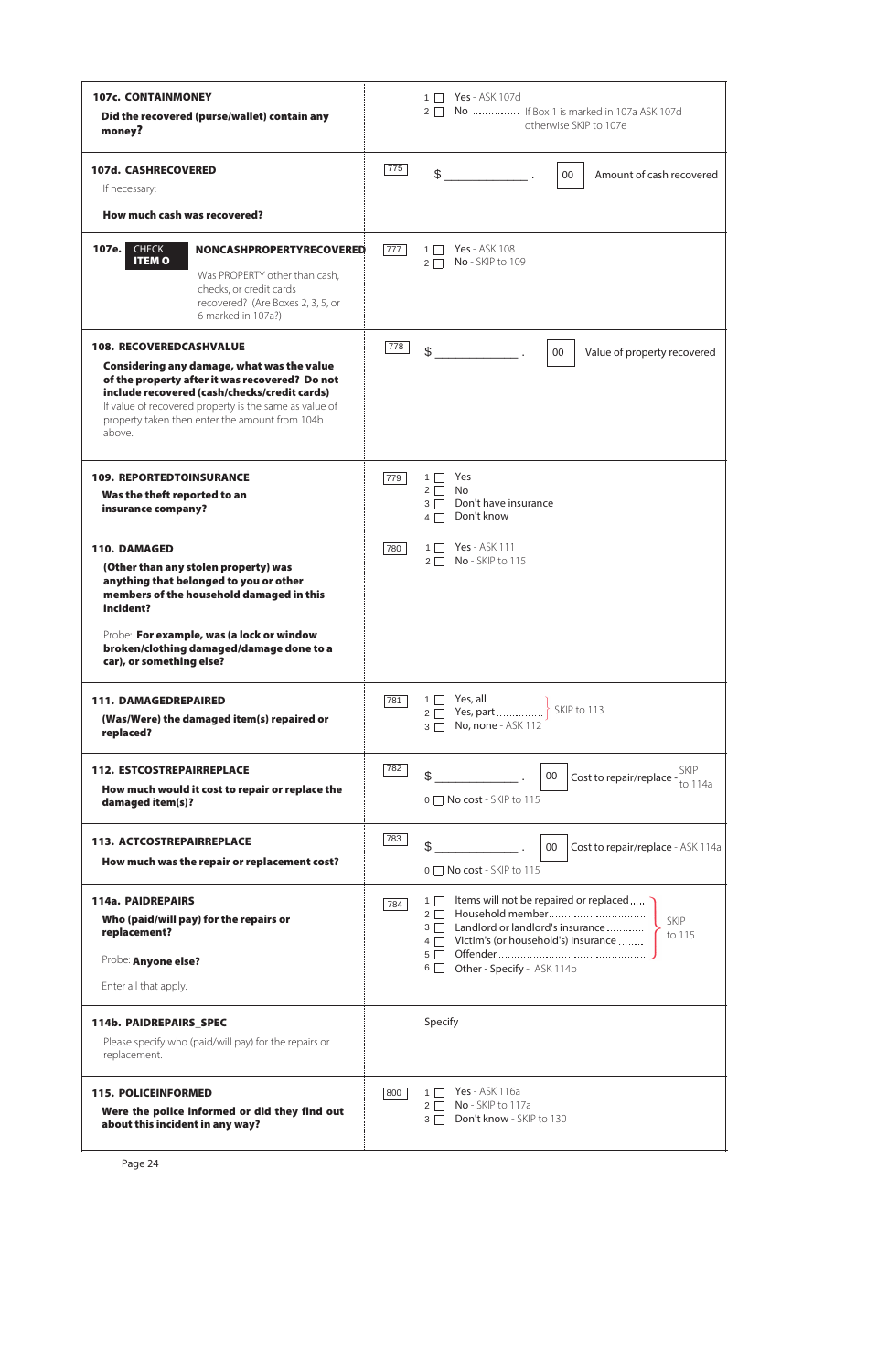| Question | Code | Response |
|---|---|---|
| **107c. CONTAINMONEY**<br>**Did the recovered (purse/wallet) contain any money?** | | 1 ☐ Yes - ASK 107d<br>2 ☐ No ............... If Box 1 is marked in 107a ASK 107d otherwise SKIP to 107e |
| **107d. CASHRECOVERED**<br>If necessary:<br>**How much cash was recovered?** | 775 | $ ______________ . 00 Amount of cash recovered |
| **107e. CHECK ITEM O** **NONCASHPROPERTYRECOVERED**<br>Was PROPERTY other than cash, checks, or credit cards recovered? (Are Boxes 2, 3, 5, or 6 marked in 107a?) | 777 | 1 ☐ Yes - ASK 108<br>2 ☐ No - SKIP to 109 |
| **108. RECOVEREDCASHVALUE**<br>**Considering any damage, what was the value of the property after it was recovered? Do not include recovered (cash/checks/credit cards)**<br>If value of recovered property is the same as value of property taken then enter the amount from 104b above. | 778 | $ ______________ . 00 Value of property recovered |
| **109. REPORTEDTOINSURANCE**<br>**Was the theft reported to an insurance company?** | 779 | 1 ☐ Yes<br>2 ☐ No<br>3 ☐ Don't have insurance<br>4 ☐ Don't know |
| **110. DAMAGED**<br>**(Other than any stolen property) was anything that belonged to you or other members of the household damaged in this incident?**<br>Probe: **For example, was (a lock or window broken/clothing damaged/damage done to a car), or something else?** | 780 | 1 ☐ Yes - ASK 111<br>2 ☐ No - SKIP to 115 |
| **111. DAMAGEDREPAIRED**<br>**(Was/Were) the damaged item(s) repaired or replaced?** | 781 | 1 ☐ Yes, all ................. } SKIP to 113<br>2 ☐ Yes, part ............... }<br>3 ☐ No, none - ASK 112 |
| **112. ESTCOSTREPAIRREPLACE**<br>**How much would it cost to repair or replace the damaged item(s)?** | 782 | $ ______________ . 00 Cost to repair/replace - SKIP to 114a<br>0 ☐ No cost - SKIP to 115 |
| **113. ACTCOSTREPAIRREPLACE**<br>**How much was the repair or replacement cost?** | 783 | $ ______________ . 00 Cost to repair/replace - ASK 114a<br>0 ☐ No cost - SKIP to 115 |
| **114a. PAIDREPAIRS**<br>**Who (paid/will pay) for the repairs or replacement?**<br>Probe: **Anyone else?**<br>Enter all that apply. | 784 | 1 ☐ Items will not be repaired or replaced..... }<br>2 ☐ Household member.............................. }<br>3 ☐ Landlord or landlord's insurance............ } SKIP to 115<br>4 ☐ Victim's (or household's) insurance ........ }<br>5 ☐ Offender................................................ }<br>6 ☐ Other - Specify - ASK 114b |
| **114b. PAIDREPAIRS_SPEC**<br>Please specify who (paid/will pay) for the repairs or replacement. | | Specify<br>______________________________ |
| **115. POLICEINFORMED**<br>**Were the police informed or did they find out about this incident in any way?** | 800 | 1 ☐ Yes - ASK 116a<br>2 ☐ No - SKIP to 117a<br>3 ☐ Don't know - SKIP to 130 |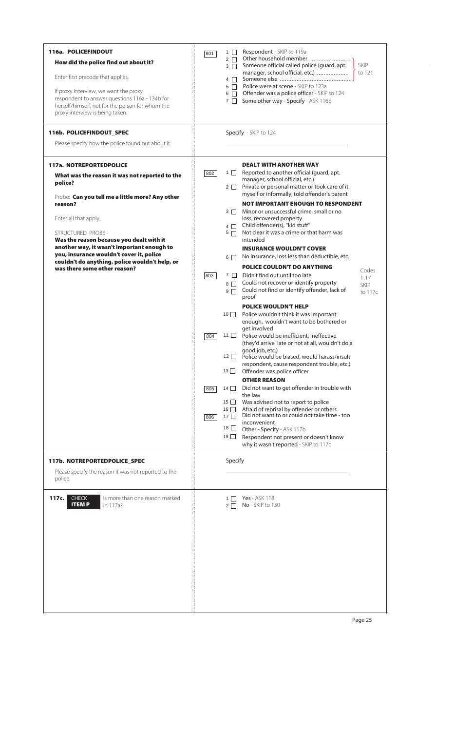## 116a. POLICEFINDOUT

**How did the police find out about it?**

Enter first precode that applies.

If proxy interview, we want the proxy respondent to answer questions 116a - 134b for herself/himself, not for the person for whom the proxy interview is being taken.

801

- 1 ☐ Respondent - SKIP to 119a
- 2 ☐ Other household member ........................ } SKIP to 121
- 3 ☐ Someone official called police (guard, apt. manager, school official, etc.) .................... } SKIP to 121
- 4 ☐ Someone else ........................................... } SKIP to 121
- 5 ☐ Police were at scene - SKIP to 123a
- 6 ☐ Offender was a police officer - SKIP to 124
- 7 ☐ Some other way - Specify - ASK 116b

## 116b. POLICEFINDOUT_SPEC

Please specify how the police found out about it.

Specify - SKIP to 124

\_\_\_\_\_\_\_\_\_\_\_\_\_\_\_\_\_\_\_\_\_\_\_\_\_\_\_\_\_\_\_\_\_\_\_\_

## 117a. NOTREPORTEDPOLICE

**What was the reason it was not reported to the police?**

Probe: **Can you tell me a little more? Any other reason?**

Enter all that apply.

STRUCTURED PROBE - **Was the reason because you dealt with it another way, it wasn't important enough to you, insurance wouldn't cover it, police couldn't do anything, police wouldn't help, or was there some other reason?**

Codes 1-17 SKIP to 117c

**DEALT WITH ANOTHER WAY**

802

- 1 ☐ Reported to another official (guard, apt. manager, school official, etc.)
- 2 ☐ Private or personal matter or took care of it myself or informally; told offender's parent

**NOT IMPORTANT ENOUGH TO RESPONDENT**

- 3 ☐ Minor or unsuccessful crime, small or no loss, recovered property
- 4 ☐ Child offender(s), "kid stuff"
- 5 ☐ Not clear it was a crime or that harm was intended

**INSURANCE WOULDN'T COVER**

- 6 ☐ No insurance, loss less than deductible, etc.

**POLICE COULDN'T DO ANYTHING**

803

- 7 ☐ Didn't find out until too late
- 8 ☐ Could not recover or identify property
- 9 ☐ Could not find or identify offender, lack of proof

**POLICE WOULDN'T HELP**

- 10 ☐ Police wouldn't think it was important enough, wouldn't want to be bothered or get involved

804

- 11 ☐ Police would be inefficient, ineffective (they'd arrive late or not at all, wouldn't do a good job, etc.)
- 12 ☐ Police would be biased, would harass/insult respondent, cause respondent trouble, etc.)
- 13 ☐ Offender was police officer

**OTHER REASON**

805

- 14 ☐ Did not want to get offender in trouble with the law
- 15 ☐ Was advised not to report to police
- 16 ☐ Afraid of reprisal by offender or others

806

- 17 ☐ Did not want to or could not take time - too inconvenient
- 18 ☐ Other - Specify - ASK 117b
- 19 ☐ Respondent not present or doesn't know why it wasn't reported - SKIP to 117c

## 117b. NOTREPORTEDPOLICE_SPEC

Please specify the reason it was not reported to the police.

Specify

\_\_\_\_\_\_\_\_\_\_\_\_\_\_\_\_\_\_\_\_\_\_\_\_\_\_\_\_\_\_\_\_\_\_\_\_

## 117c. CHECK ITEM P

Is more than one reason marked in 117a?

- 1 ☐ Yes - ASK 118
- 2 ☐ No - SKIP to 130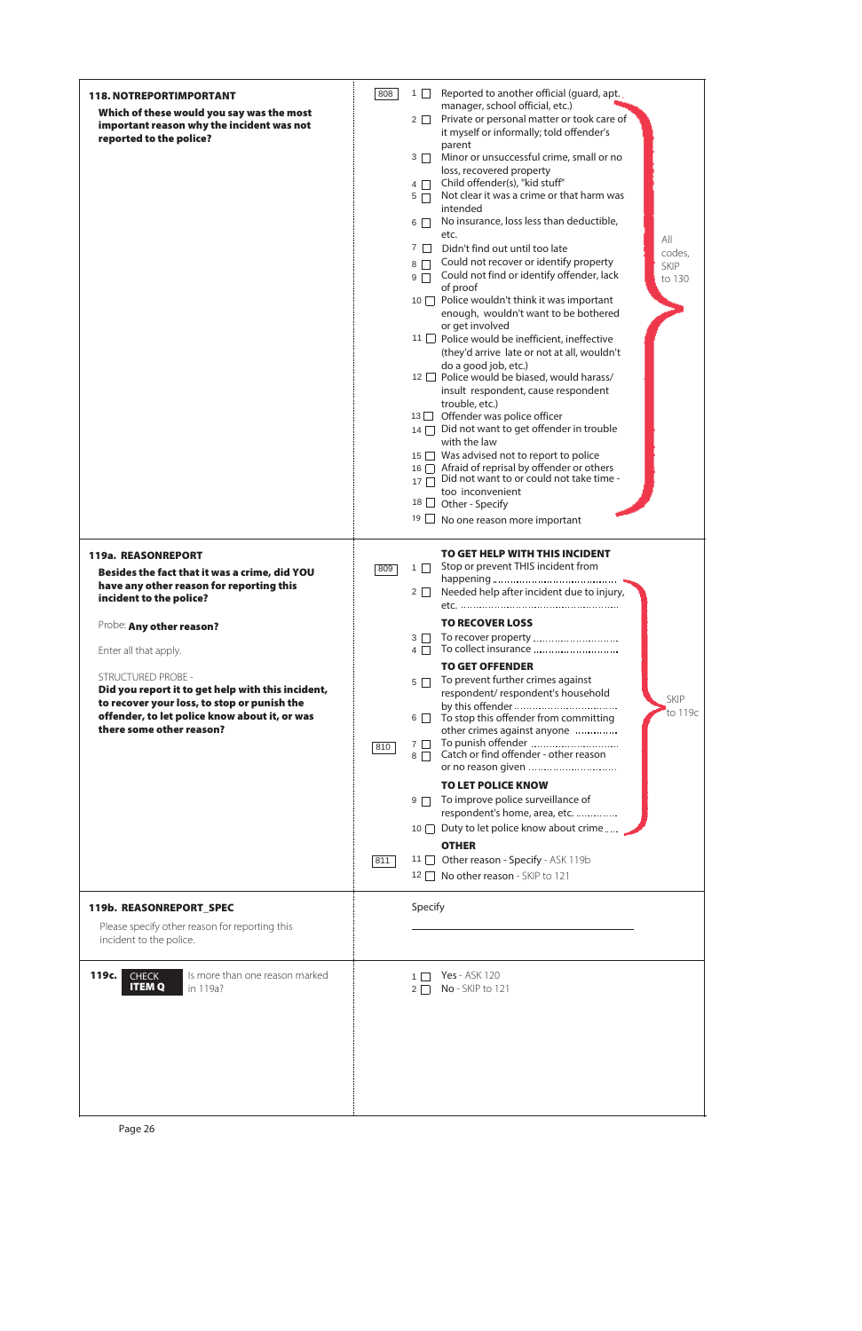**118. NOTREPORTIMPORTANT**

**Which of these would you say was the most important reason why the incident was not reported to the police?**

808

1 ☐ Reported to another official (guard, apt. manager, school official, etc.)
2 ☐ Private or personal matter or took care of it myself or informally; told offender's parent
3 ☐ Minor or unsuccessful crime, small or no loss, recovered property
4 ☐ Child offender(s), "kid stuff"
5 ☐ Not clear it was a crime or that harm was intended
6 ☐ No insurance, loss less than deductible, etc.
7 ☐ Didn't find out until too late
8 ☐ Could not recover or identify property
9 ☐ Could not find or identify offender, lack of proof
10 ☐ Police wouldn't think it was important enough, wouldn't want to be bothered or get involved
11 ☐ Police would be inefficient, ineffective (they'd arrive late or not at all, wouldn't do a good job, etc.)
12 ☐ Police would be biased, would harass/ insult respondent, cause respondent trouble, etc.)
13 ☐ Offender was police officer
14 ☐ Did not want to get offender in trouble with the law
15 ☐ Was advised not to report to police
16 ☐ Afraid of reprisal by offender or others
17 ☐ Did not want to or could not take time - too inconvenient
18 ☐ Other - Specify
19 ☐ No one reason more important

All codes, SKIP to 130

---

**119a. REASONREPORT**

**Besides the fact that it was a crime, did YOU have any other reason for reporting this incident to the police?**

Probe: **Any other reason?**

Enter all that apply.

STRUCTURED PROBE -
**Did you report it to get help with this incident, to recover your loss, to stop or punish the offender, to let police know about it, or was there some other reason?**

**TO GET HELP WITH THIS INCIDENT**

809

1 ☐ Stop or prevent THIS incident from happening
2 ☐ Needed help after incident due to injury, etc.

**TO RECOVER LOSS**

3 ☐ To recover property
4 ☐ To collect insurance

**TO GET OFFENDER**

5 ☐ To prevent further crimes against respondent/ respondent's household by this offender
6 ☐ To stop this offender from committing other crimes against anyone

810

7 ☐ To punish offender
8 ☐ Catch or find offender - other reason or no reason given

**TO LET POLICE KNOW**

9 ☐ To improve police surveillance of respondent's home, area, etc.
10 ☐ Duty to let police know about crime

SKIP to 119c

**OTHER**

811

11 ☐ Other reason - Specify - ASK 119b
12 ☐ No other reason - SKIP to 121

---

**119b. REASONREPORT_SPEC**

Please specify other reason for reporting this incident to the police.

Specify

______________________________

---

**119c.** **CHECK ITEM Q** Is more than one reason marked in 119a?

1 ☐ Yes - ASK 120
2 ☐ No - SKIP to 121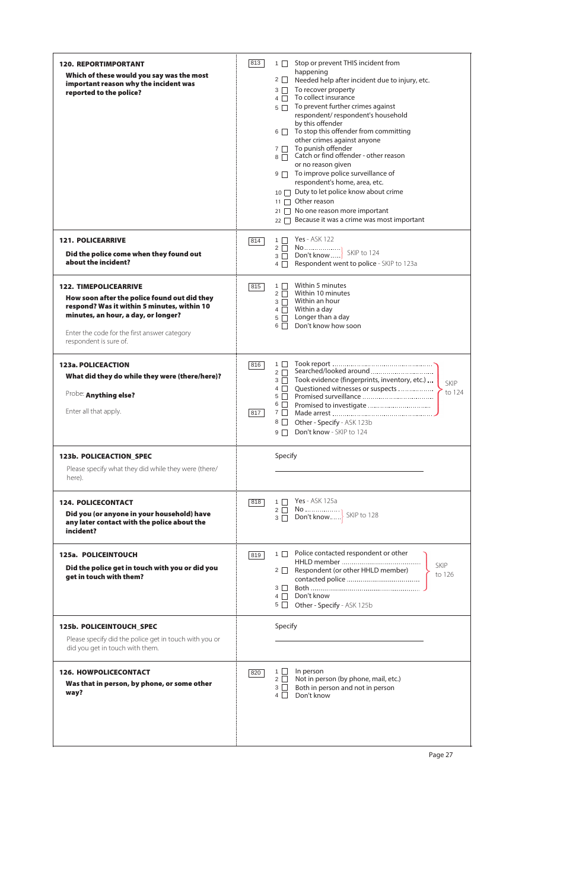| Question | Code | Response options |
|---|---|---|
| **120. REPORTIMPORTANT**<br>**Which of these would you say was the most important reason why the incident was reported to the police?** | 813 | 1 ☐ Stop or prevent THIS incident from happening<br>2 ☐ Needed help after incident due to injury, etc.<br>3 ☐ To recover property<br>4 ☐ To collect insurance<br>5 ☐ To prevent further crimes against respondent/ respondent's household by this offender<br>6 ☐ To stop this offender from committing other crimes against anyone<br>7 ☐ To punish offender<br>8 ☐ Catch or find offender - other reason or no reason given<br>9 ☐ To improve police surveillance of respondent's home, area, etc.<br>10 ☐ Duty to let police know about crime<br>11 ☐ Other reason<br>21 ☐ No one reason more important<br>22 ☐ Because it was a crime was most important |
| **121. POLICEARRIVE**<br>**Did the police come when they found out about the incident?** | 814 | 1 ☐ Yes - ASK 122<br>2 ☐ No ................ } SKIP to 124<br>3 ☐ Don't know..... } SKIP to 124<br>4 ☐ Respondent went to police - SKIP to 123a |
| **122. TIMEPOLICEARRIVE**<br>**How soon after the police found out did they respond? Was it within 5 minutes, within 10 minutes, within an hour, a day, or longer?**<br><br>Enter the code for the first answer category respondent is sure of. | 815 | 1 ☐ Within 5 minutes<br>2 ☐ Within 10 minutes<br>3 ☐ Within an hour<br>4 ☐ Within a day<br>5 ☐ Longer than a day<br>6 ☐ Don't know how soon |
| **123a. POLICEACTION**<br>**What did they do while they were (there/here)?**<br><br>Probe: **Anything else?**<br><br>Enter all that apply. | 816<br><br>817 | 1 ☐ Took report ........ } SKIP to 124<br>2 ☐ Searched/looked around ........ } SKIP to 124<br>3 ☐ Took evidence (fingerprints, inventory, etc.) ... } SKIP to 124<br>4 ☐ Questioned witnesses or suspects ........ } SKIP to 124<br>5 ☐ Promised surveillance ........ } SKIP to 124<br>6 ☐ Promised to investigate ........ } SKIP to 124<br>7 ☐ Made arrest ........ } SKIP to 124<br>8 ☐ Other - Specify - ASK 123b<br>9 ☐ Don't know - SKIP to 124 |
| **123b. POLICEACTION_SPEC**<br>Please specify what they did while they were (there/ here). | | Specify<br>\_\_\_\_\_\_\_\_\_\_\_\_\_\_\_\_\_\_\_\_\_\_\_\_\_\_\_\_ |
| **124. POLICECONTACT**<br>**Did you (or anyone in your household) have any later contact with the police about the incident?** | 818 | 1 ☐ Yes - ASK 125a<br>2 ☐ No ................ } SKIP to 128<br>3 ☐ Don't know..... } SKIP to 128 |
| **125a. POLICEINTOUCH**<br>**Did the police get in touch with you or did you get in touch with them?** | 819 | 1 ☐ Police contacted respondent or other HHLD member ........ } SKIP to 126<br>2 ☐ Respondent (or other HHLD member) contacted police ........ } SKIP to 126<br>3 ☐ Both ........ } SKIP to 126<br>4 ☐ Don't know<br>5 ☐ Other - Specify - ASK 125b |
| **125b. POLICEINTOUCH_SPEC**<br>Please specify did the police get in touch with you or did you get in touch with them. | | Specify<br>\_\_\_\_\_\_\_\_\_\_\_\_\_\_\_\_\_\_\_\_\_\_\_\_\_\_\_\_ |
| **126. HOWPOLICECONTACT**<br>**Was that in person, by phone, or some other way?** | 820 | 1 ☐ In person<br>2 ☐ Not in person (by phone, mail, etc.)<br>3 ☐ Both in person and not in person<br>4 ☐ Don't know |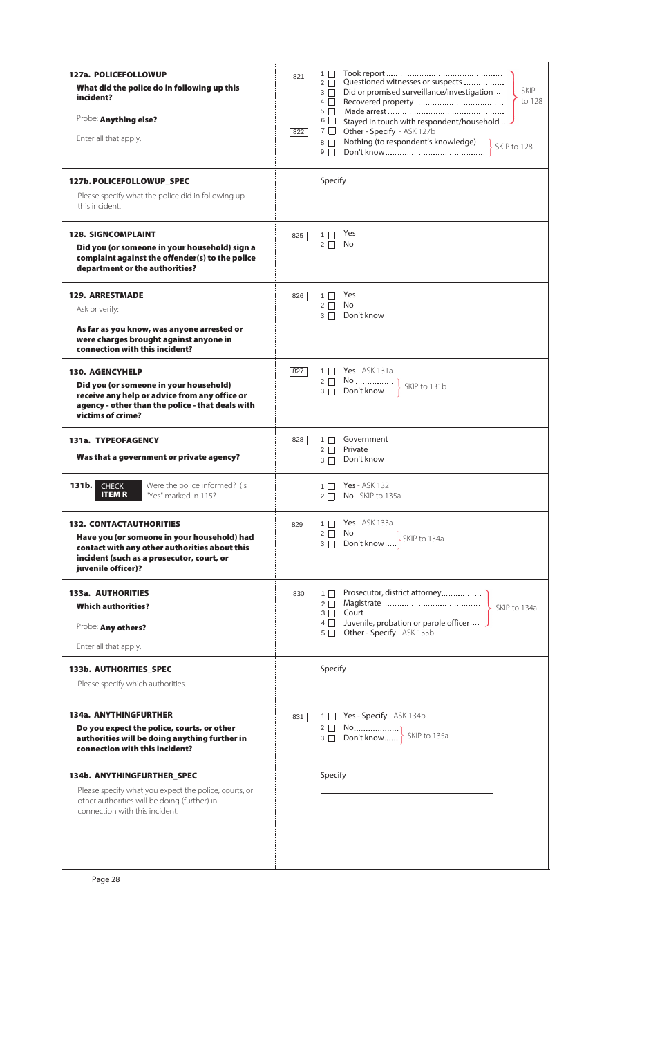| | | |
|---|---|---|
| **127a. POLICEFOLLOWUP**<br>**What did the police do in following up this incident?**<br>Probe: **Anything else?**<br>Enter all that apply. | 821<br><br><br><br><br>822 | 1 ☐ Took report ............ SKIP to 128<br>2 ☐ Questioned witnesses or suspects ............ SKIP to 128<br>3 ☐ Did or promised surveillance/investigation .... SKIP to 128<br>4 ☐ Recovered property ............ SKIP to 128<br>5 ☐ Made arrest ............ SKIP to 128<br>6 ☐ Stayed in touch with respondent/household... SKIP to 128<br>7 ☐ Other - Specify - ASK 127b<br>8 ☐ Nothing (to respondent's knowledge) ... SKIP to 128<br>9 ☐ Don't know ............ SKIP to 128 |
| **127b. POLICEFOLLOWUP_SPEC**<br>Please specify what the police did in following up this incident. | | Specify<br>\_\_\_\_\_\_\_\_\_\_\_\_\_\_\_\_\_\_\_\_\_\_\_\_\_\_\_\_ |
| **128. SIGNCOMPLAINT**<br>**Did you (or someone in your household) sign a complaint against the offender(s) to the police department or the authorities?** | 825 | 1 ☐ Yes<br>2 ☐ No |
| **129. ARRESTMADE**<br>Ask or verify:<br>**As far as you know, was anyone arrested or were charges brought against anyone in connection with this incident?** | 826 | 1 ☐ Yes<br>2 ☐ No<br>3 ☐ Don't know |
| **130. AGENCYHELP**<br>**Did you (or someone in your household) receive any help or advice from any office or agency - other than the police - that deals with victims of crime?** | 827 | 1 ☐ Yes - ASK 131a<br>2 ☐ No ............ SKIP to 131b<br>3 ☐ Don't know ..... SKIP to 131b |
| **131a. TYPEOFAGENCY**<br>**Was that a government or private agency?** | 828 | 1 ☐ Government<br>2 ☐ Private<br>3 ☐ Don't know |
| **131b. CHECK ITEM R** Were the police informed? (Is "Yes" marked in 115? | | 1 ☐ Yes - ASK 132<br>2 ☐ No - SKIP to 135a |
| **132. CONTACTAUTHORITIES**<br>**Have you (or someone in your household) had contact with any other authorities about this incident (such as a prosecutor, court, or juvenile officer)?** | 829 | 1 ☐ Yes - ASK 133a<br>2 ☐ No ............ SKIP to 134a<br>3 ☐ Don't know ..... SKIP to 134a |
| **133a. AUTHORITIES**<br>**Which authorities?**<br>Probe: **Any others?**<br>Enter all that apply. | 830 | 1 ☐ Prosecutor, district attorney............ SKIP to 134a<br>2 ☐ Magistrate ............ SKIP to 134a<br>3 ☐ Court ............ SKIP to 134a<br>4 ☐ Juvenile, probation or parole officer.... SKIP to 134a<br>5 ☐ Other - Specify - ASK 133b |
| **133b. AUTHORITIES_SPEC**<br>Please specify which authorities. | | Specify<br>\_\_\_\_\_\_\_\_\_\_\_\_\_\_\_\_\_\_\_\_\_\_\_\_\_\_\_\_ |
| **134a. ANYTHINGFURTHER**<br>**Do you expect the police, courts, or other authorities will be doing anything further in connection with this incident?** | 831 | 1 ☐ Yes - Specify - ASK 134b<br>2 ☐ No............ SKIP to 135a<br>3 ☐ Don't know ..... SKIP to 135a |
| **134b. ANYTHINGFURTHER_SPEC**<br>Please specify what you expect the police, courts, or other authorities will be doing (further) in connection with this incident. | | Specify<br>\_\_\_\_\_\_\_\_\_\_\_\_\_\_\_\_\_\_\_\_\_\_\_\_\_\_\_\_ |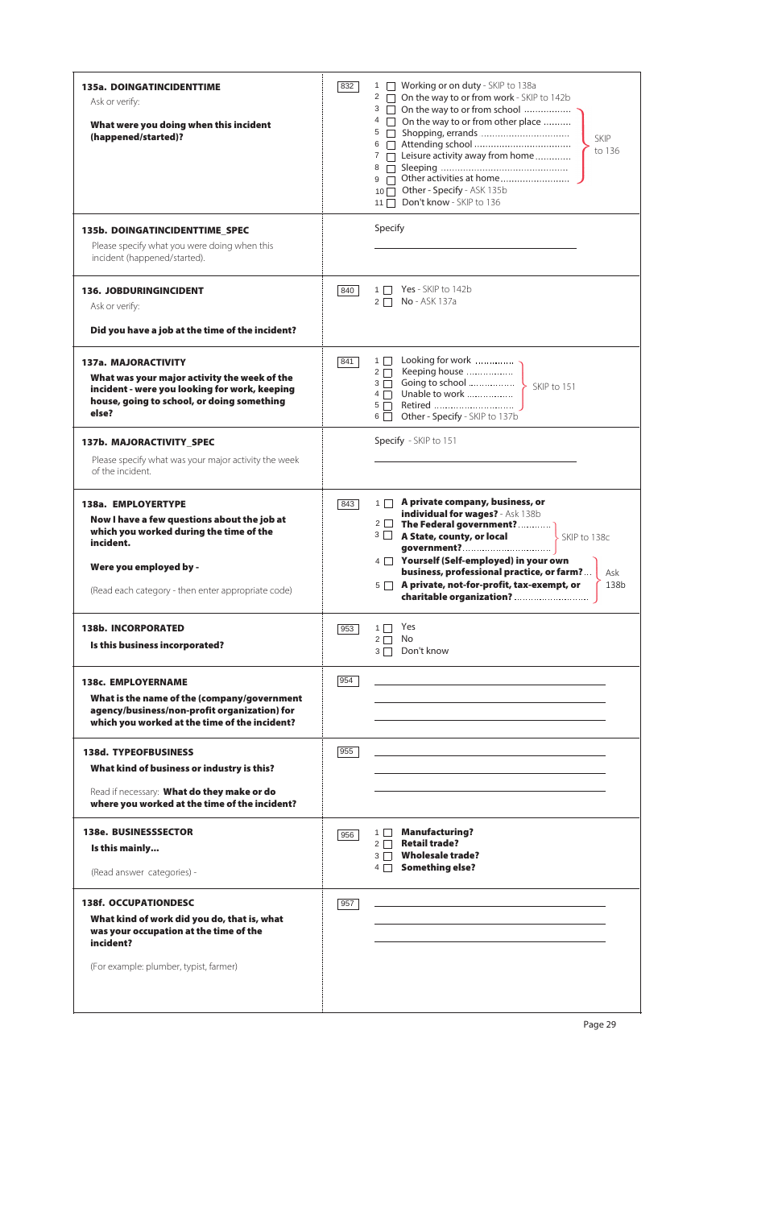**135a. DOINGATINCIDENTTIME**

Ask or verify:

**What were you doing when this incident (happened/started)?**

832

1 ☐ Working or on duty - SKIP to 138a
2 ☐ On the way to or from work - SKIP to 142b
3 ☐ On the way to or from school ................ } SKIP to 136
4 ☐ On the way to or from other place .......... } SKIP to 136
5 ☐ Shopping, errands ................................ } SKIP to 136
6 ☐ Attending school .................................. } SKIP to 136
7 ☐ Leisure activity away from home ............ } SKIP to 136
8 ☐ Sleeping .............................................. } SKIP to 136
9 ☐ Other activities at home......................... } SKIP to 136
10 ☐ Other - Specify - ASK 135b
11 ☐ Don't know - SKIP to 136

---

**135b. DOINGATINCIDENTTIME_SPEC**

Please specify what you were doing when this incident (happened/started).

Specify

\_\_\_\_\_\_\_\_\_\_\_\_\_\_\_\_\_\_\_\_\_\_\_\_\_\_\_\_\_\_

---

**136. JOBDURINGINCIDENT**

Ask or verify:

**Did you have a job at the time of the incident?**

840

1 ☐ Yes - SKIP to 142b
2 ☐ No - ASK 137a

---

**137a. MAJORACTIVITY**

**What was your major activity the week of the incident - were you looking for work, keeping house, going to school, or doing something else?**

841

1 ☐ Looking for work ............... } SKIP to 151
2 ☐ Keeping house ................. } SKIP to 151
3 ☐ Going to school ................ } SKIP to 151
4 ☐ Unable to work ................. } SKIP to 151
5 ☐ Retired ............................ } SKIP to 151
6 ☐ Other - Specify - SKIP to 137b

---

**137b. MAJORACTIVITY_SPEC**

Please specify what was your major activity the week of the incident.

Specify - SKIP to 151

\_\_\_\_\_\_\_\_\_\_\_\_\_\_\_\_\_\_\_\_\_\_\_\_\_\_\_\_\_\_

---

**138a. EMPLOYERTYPE**

**Now I have a few questions about the job at which you worked during the time of the incident.**

**Were you employed by -**

(Read each category - then enter appropriate code)

843

1 ☐ **A private company, business, or individual for wages?** - Ask 138b
2 ☐ **The Federal government?**............ } SKIP to 138c
3 ☐ **A State, county, or local government?**............................... } SKIP to 138c
4 ☐ **Yourself (Self-employed) in your own business, professional practice, or farm?**... } Ask 138b
5 ☐ **A private, not-for-profit, tax-exempt, or charitable organization?** .......................... } Ask 138b

---

**138b. INCORPORATED**

**Is this business incorporated?**

953

1 ☐ Yes
2 ☐ No
3 ☐ Don't know

---

**138c. EMPLOYERNAME**

**What is the name of the (company/government agency/business/non-profit organization) for which you worked at the time of the incident?**

954

\_\_\_\_\_\_\_\_\_\_\_\_\_\_\_\_\_\_\_\_\_\_\_\_\_\_\_\_\_\_

\_\_\_\_\_\_\_\_\_\_\_\_\_\_\_\_\_\_\_\_\_\_\_\_\_\_\_\_\_\_

\_\_\_\_\_\_\_\_\_\_\_\_\_\_\_\_\_\_\_\_\_\_\_\_\_\_\_\_\_\_

---

**138d. TYPEOFBUSINESS**

**What kind of business or industry is this?**

Read if necessary: **What do they make or do where you worked at the time of the incident?**

955

\_\_\_\_\_\_\_\_\_\_\_\_\_\_\_\_\_\_\_\_\_\_\_\_\_\_\_\_\_\_

\_\_\_\_\_\_\_\_\_\_\_\_\_\_\_\_\_\_\_\_\_\_\_\_\_\_\_\_\_\_

\_\_\_\_\_\_\_\_\_\_\_\_\_\_\_\_\_\_\_\_\_\_\_\_\_\_\_\_\_\_

---

**138e. BUSINESSSECTOR**

**Is this mainly...**

(Read answer categories) -

956

1 ☐ **Manufacturing?**
2 ☐ **Retail trade?**
3 ☐ **Wholesale trade?**
4 ☐ **Something else?**

---

**138f. OCCUPATIONDESC**

**What kind of work did you do, that is, what was your occupation at the time of the incident?**

(For example: plumber, typist, farmer)

957

\_\_\_\_\_\_\_\_\_\_\_\_\_\_\_\_\_\_\_\_\_\_\_\_\_\_\_\_\_\_

\_\_\_\_\_\_\_\_\_\_\_\_\_\_\_\_\_\_\_\_\_\_\_\_\_\_\_\_\_\_

\_\_\_\_\_\_\_\_\_\_\_\_\_\_\_\_\_\_\_\_\_\_\_\_\_\_\_\_\_\_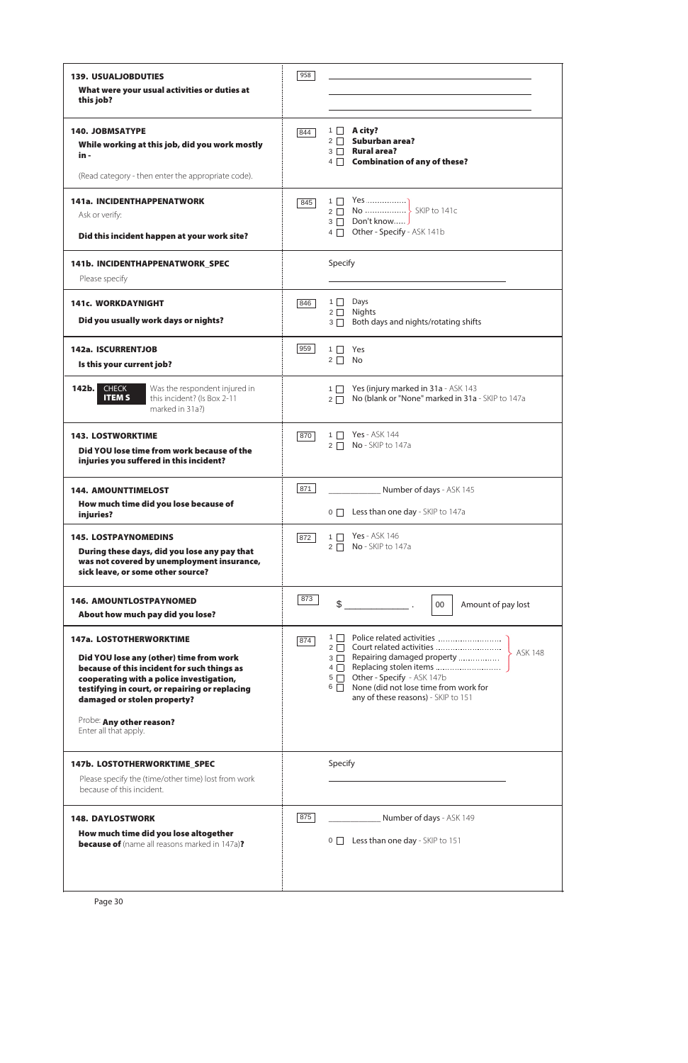| Question | Code | Response |
|---|---|---|
| **139. USUALJOBDUTIES**<br>**What were your usual activities or duties at this job?** | 958 | ______________________<br>______________________<br>______________________ |
| **140. JOBMSATYPE**<br>**While working at this job, did you work mostly in -**<br>(Read category - then enter the appropriate code). | 844 | 1 ☐ **A city?**<br>2 ☐ **Suburban area?**<br>3 ☐ **Rural area?**<br>4 ☐ **Combination of any of these?** |
| **141a. INCIDENTHAPPENATWORK**<br>Ask or verify:<br>**Did this incident happen at your work site?** | 845 | 1 ☐ Yes ................ } SKIP to 141c<br>2 ☐ No ................ } SKIP to 141c<br>3 ☐ Don't know..... } SKIP to 141c<br>4 ☐ Other - Specify - ASK 141b |
| **141b. INCIDENTHAPPENATWORK_SPEC**<br>Please specify | | Specify<br>______________________ |
| **141c. WORKDAYNIGHT**<br>**Did you usually work days or nights?** | 846 | 1 ☐ Days<br>2 ☐ Nights<br>3 ☐ Both days and nights/rotating shifts |
| **142a. ISCURRENTJOB**<br>**Is this your current job?** | 959 | 1 ☐ Yes<br>2 ☐ No |
| **142b.** CHECK ITEM S — Was the respondent injured in this incident? (Is Box 2-11 marked in 31a?) | | 1 ☐ Yes (injury marked in 31a - ASK 143<br>2 ☐ No (blank or "None" marked in 31a - SKIP to 147a |
| **143. LOSTWORKTIME**<br>**Did YOU lose time from work because of the injuries you suffered in this incident?** | 870 | 1 ☐ Yes - ASK 144<br>2 ☐ No - SKIP to 147a |
| **144. AMOUNTTIMELOST**<br>**How much time did you lose because of injuries?** | 871 | ________ Number of days - ASK 145<br>0 ☐ Less than one day - SKIP to 147a |
| **145. LOSTPAYNOMEDINS**<br>**During these days, did you lose any pay that was not covered by unemployment insurance, sick leave, or some other source?** | 872 | 1 ☐ Yes - ASK 146<br>2 ☐ No - SKIP to 147a |
| **146. AMOUNTLOSTPAYNOMED**<br>**About how much pay did you lose?** | 873 | $ ____________ . 00 Amount of pay lost |
| **147a. LOSTOTHERWORKTIME**<br>**Did YOU lose any (other) time from work because of this incident for such things as cooperating with a police investigation, testifying in court, or repairing or replacing damaged or stolen property?**<br>Probe: **Any other reason?**<br>Enter all that apply. | 874 | 1 ☐ Police related activities ............ } ASK 148<br>2 ☐ Court related activities ............ } ASK 148<br>3 ☐ Repairing damaged property ........ } ASK 148<br>4 ☐ Replacing stolen items ............ } ASK 148<br>5 ☐ Other - Specify - ASK 147b<br>6 ☐ None (did not lose time from work for any of these reasons) - SKIP to 151 |
| **147b. LOSTOTHERWORKTIME_SPEC**<br>Please specify the (time/other time) lost from work because of this incident. | | Specify<br>______________________ |
| **148. DAYLOSTWORK**<br>**How much time did you lose altogether because of** (name all reasons marked in 147a)**?** | 875 | ________ Number of days - ASK 149<br>0 ☐ Less than one day - SKIP to 151 |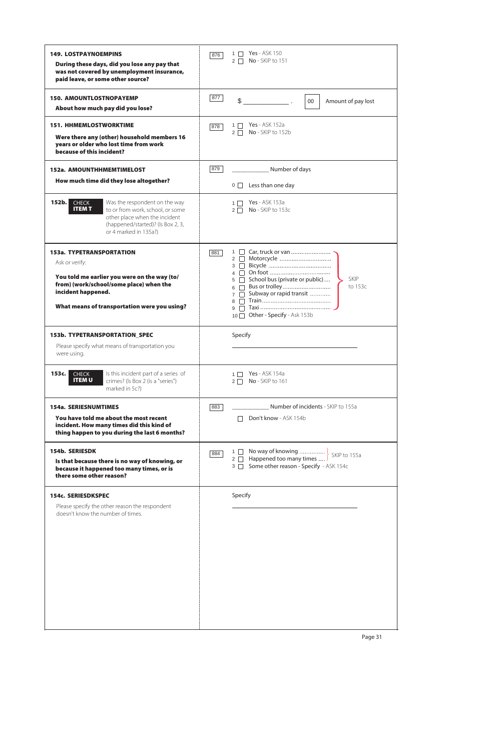| Question | Code | Response |
|---|---|---|
| **149. LOSTPAYNOEMPINS**<br>**During these days, did you lose any pay that was not covered by unemployment insurance, paid leave, or some other source?** | 876 | 1 ☐ Yes - ASK 150<br>2 ☐ No - SKIP to 151 |
| **150. AMOUNTLOSTNOPAYEMP**<br>**About how much pay did you lose?** | 877 | $ _____________ . 00 Amount of pay lost |
| **151. HHMEMLOSTWORKTIME**<br>**Were there any (other) household members 16 years or older who lost time from work because of this incident?** | 878 | 1 ☐ Yes - ASK 152a<br>2 ☐ No - SKIP to 152b |
| **152a. AMOUNTHHMEMTIMELOST**<br>**How much time did they lose altogether?** | 879 | _____________ Number of days<br>0 ☐ Less than one day |
| **152b.** CHECK ITEM T<br>Was the respondent on the way to or from work, school, or some other place when the incident (happened/started)? (Is Box 2, 3, or 4 marked in 135a?) | | 1 ☐ Yes - ASK 153a<br>2 ☐ No - SKIP to 153c |
| **153a. TYPETRANSPORTATION**<br>Ask or verify:<br>**You told me earlier you were on the way (to/from) (work/school/some place) when the incident happened.**<br>**What means of transportation were you using?** | 881 | 1 ☐ Car, truck or van<br>2 ☐ Motorcycle<br>3 ☐ Bicycle<br>4 ☐ On foot<br>5 ☐ School bus (private or public)<br>6 ☐ Bus or trolley<br>7 ☐ Subway or rapid transit<br>8 ☐ Train<br>9 ☐ Taxi<br>(1–9: SKIP to 153c)<br>10 ☐ Other - Specify - Ask 153b |
| **153b. TYPETRANSPORTATION_SPEC**<br>Please specify what means of transportation you were using. | | Specify _____________ |
| **153c.** CHECK ITEM U<br>Is this incident part of a series of crimes? (Is Box 2 (is a "series") marked in 5c?) | | 1 ☐ Yes - ASK 154a<br>2 ☐ No - SKIP to 161 |
| **154a. SERIESNUMTIMES**<br>**You have told me about the most recent incident. How many times did this kind of thing happen to you during the last 6 months?** | 883 | _____________ Number of incidents - SKIP to 155a<br>☐ Don't know - ASK 154b |
| **154b. SERIESDK**<br>**Is that because there is no way of knowing, or because it happened too many times, or is there some other reason?** | 884 | 1 ☐ No way of knowing<br>2 ☐ Happened too many times<br>(1–2: SKIP to 155a)<br>3 ☐ Some other reason - Specify - ASK 154c |
| **154c. SERIESDKSPEC**<br>Please specify the other reason the respondent doesn't know the number of times. | | Specify _____________ |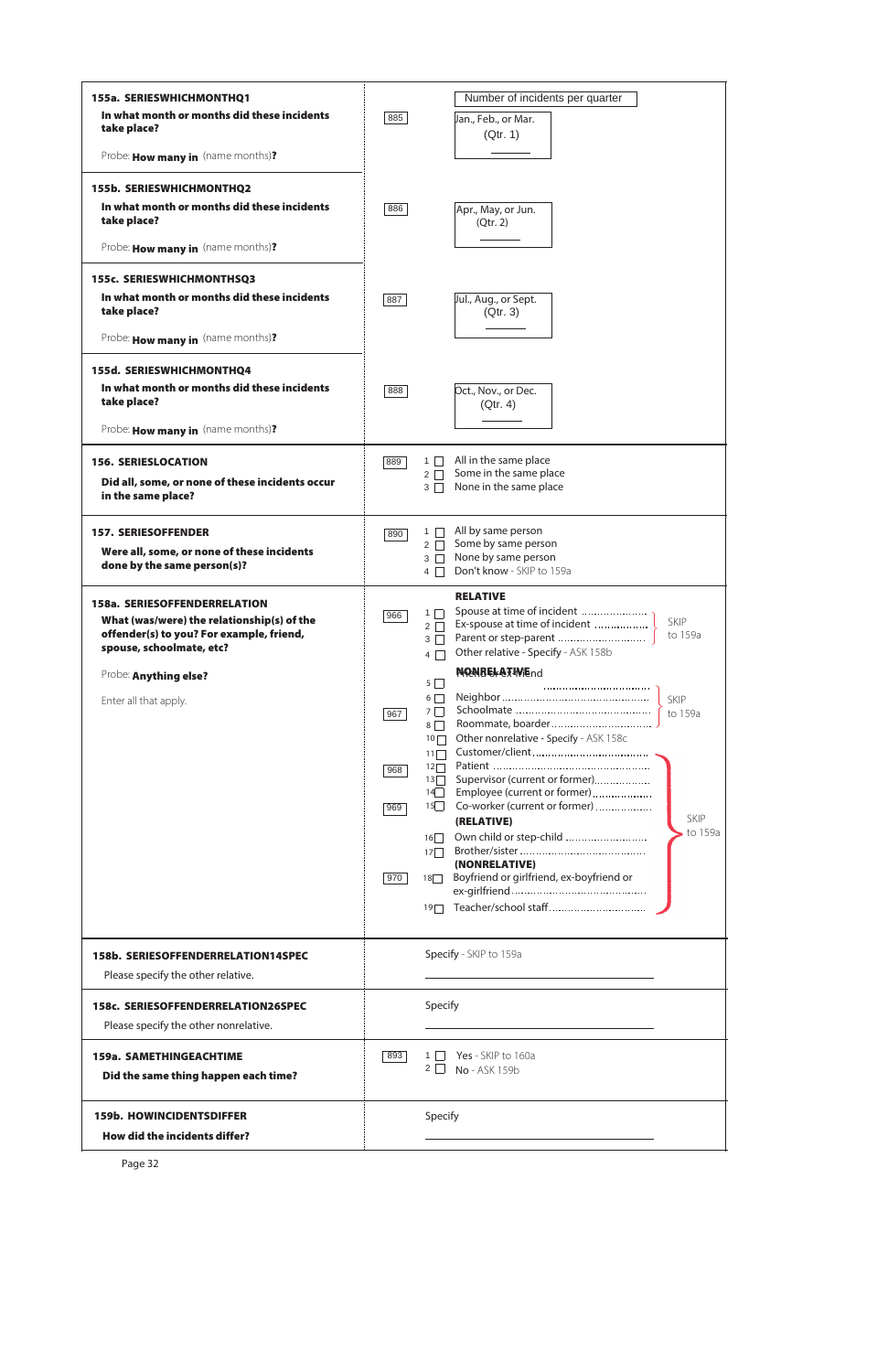| Question | Code | Response |
|---|---|---|
| **155a. SERIESWHICHMONTHQ1**<br>**In what month or months did these incidents take place?**<br>Probe: **How many in** (name months)**?** | 885 | Number of incidents per quarter<br>Jan., Feb., or Mar. (Qtr. 1) ____ |
| **155b. SERIESWHICHMONTHQ2**<br>**In what month or months did these incidents take place?**<br>Probe: **How many in** (name months)**?** | 886 | Apr., May, or Jun. (Qtr. 2) ____ |
| **155c. SERIESWHICHMONTHSQ3**<br>**In what month or months did these incidents take place?**<br>Probe: **How many in** (name months)**?** | 887 | Jul., Aug., or Sept. (Qtr. 3) ____ |
| **155d. SERIESWHICHMONTHQ4**<br>**In what month or months did these incidents take place?**<br>Probe: **How many in** (name months)**?** | 888 | Oct., Nov., or Dec. (Qtr. 4) ____ |
| **156. SERIESLOCATION**<br>**Did all, some, or none of these incidents occur in the same place?** | 889 | 1 ☐ All in the same place<br>2 ☐ Some in the same place<br>3 ☐ None in the same place |
| **157. SERIESOFFENDER**<br>**Were all, some, or none of these incidents done by the same person(s)?** | 890 | 1 ☐ All by same person<br>2 ☐ Some by same person<br>3 ☐ None by same person<br>4 ☐ Don't know - SKIP to 159a |
| **158a. SERIESOFFENDERRELATION**<br>**What (was/were) the relationship(s) of the offender(s) to you? For example, friend, spouse, schoolmate, etc?**<br>Probe: **Anything else?**<br>Enter all that apply. | 966<br><br><br><br><br><br>967<br><br><br><br>968<br><br><br>969<br><br><br><br><br>970 | **RELATIVE**<br>1 ☐ Spouse at time of incident — SKIP to 159a<br>2 ☐ Ex-spouse at time of incident — SKIP to 159a<br>3 ☐ Parent or step-parent — SKIP to 159a<br>4 ☐ Other relative - Specify - ASK 158b<br>**NONRELATIVE**<br>5 ☐ Friend or ex-friend — SKIP to 159a<br>6 ☐ Neighbor — SKIP to 159a<br>7 ☐ Schoolmate — SKIP to 159a<br>8 ☐ Roommate, boarder — SKIP to 159a<br>10 ☐ Other nonrelative - Specify - ASK 158c<br>11 ☐ Customer/client — SKIP to 159a<br>12 ☐ Patient — SKIP to 159a<br>13 ☐ Supervisor (current or former) — SKIP to 159a<br>14 ☐ Employee (current or former) — SKIP to 159a<br>15 ☐ Co-worker (current or former) — SKIP to 159a<br>**(RELATIVE)**<br>16 ☐ Own child or step-child — SKIP to 159a<br>17 ☐ Brother/sister — SKIP to 159a<br>**(NONRELATIVE)**<br>18 ☐ Boyfriend or girlfriend, ex-boyfriend or ex-girlfriend — SKIP to 159a<br>19 ☐ Teacher/school staff — SKIP to 159a |
| **158b. SERIESOFFENDERRELATION14SPEC**<br>Please specify the other relative. | | Specify - SKIP to 159a<br>____________________ |
| **158c. SERIESOFFENDERRELATION26SPEC**<br>Please specify the other nonrelative. | | Specify<br>____________________ |
| **159a. SAMETHINGEACHTIME**<br>**Did the same thing happen each time?** | 893 | 1 ☐ Yes - SKIP to 160a<br>2 ☐ No - ASK 159b |
| **159b. HOWINCIDENTSDIFFER**<br>**How did the incidents differ?** | | Specify<br>____________________ |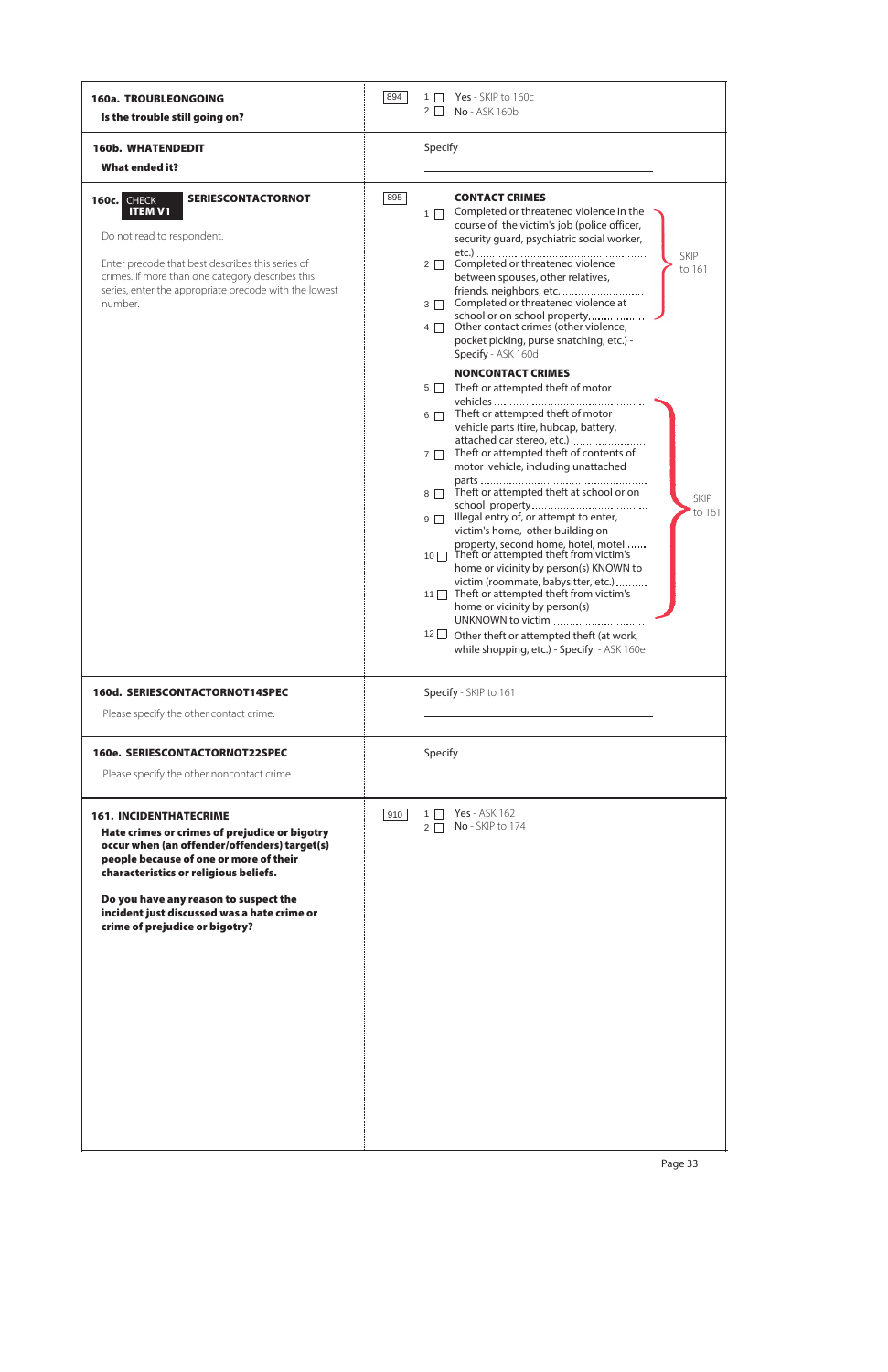| Question | Code | Response |
|---|---|---|
| **160a. TROUBLEONGOING**<br>**Is the trouble still going on?** | 894 | 1 ☐ Yes - SKIP to 160c<br>2 ☐ No - ASK 160b |
| **160b. WHATENDEDIT**<br>**What ended it?** | | Specify<br>\_\_\_\_\_\_\_\_\_\_\_\_\_\_\_\_\_\_\_\_ |
| **160c.** CHECK **ITEM V1** **SERIESCONTACTORNOT**<br>Do not read to respondent.<br>Enter precode that best describes this series of crimes. If more than one category describes this series, enter the appropriate precode with the lowest number. | 895 | **CONTACT CRIMES**<br>1 ☐ Completed or threatened violence in the course of the victim's job (police officer, security guard, psychiatric social worker, etc.) ........ SKIP to 161<br>2 ☐ Completed or threatened violence between spouses, other relatives, friends, neighbors, etc. ........ SKIP to 161<br>3 ☐ Completed or threatened violence at school or on school property........ SKIP to 161<br>4 ☐ Other contact crimes (other violence, pocket picking, purse snatching, etc.) - Specify - ASK 160d<br>**NONCONTACT CRIMES**<br>5 ☐ Theft or attempted theft of motor vehicles ........ SKIP to 161<br>6 ☐ Theft or attempted theft of motor vehicle parts (tire, hubcap, battery, attached car stereo, etc.)........ SKIP to 161<br>7 ☐ Theft or attempted theft of contents of motor vehicle, including unattached parts ........ SKIP to 161<br>8 ☐ Theft or attempted theft at school or on school property........ SKIP to 161<br>9 ☐ Illegal entry of, or attempt to enter, victim's home, other building on property, second home, hotel, motel ...... SKIP to 161<br>10 ☐ Theft or attempted theft from victim's home or vicinity by person(s) KNOWN to victim (roommate, babysitter, etc.)........ SKIP to 161<br>11 ☐ Theft or attempted theft from victim's home or vicinity by person(s) UNKNOWN to victim ........ SKIP to 161<br>12 ☐ Other theft or attempted theft (at work, while shopping, etc.) - Specify - ASK 160e |
| **160d. SERIESCONTACTORNOT14SPEC**<br>Please specify the other contact crime. | | Specify - SKIP to 161<br>\_\_\_\_\_\_\_\_\_\_\_\_\_\_\_\_\_\_\_\_ |
| **160e. SERIESCONTACTORNOT22SPEC**<br>Please specify the other noncontact crime. | | Specify<br>\_\_\_\_\_\_\_\_\_\_\_\_\_\_\_\_\_\_\_\_ |
| **161. INCIDENTHATECRIME**<br>**Hate crimes or crimes of prejudice or bigotry occur when (an offender/offenders) target(s) people because of one or more of their characteristics or religious beliefs.**<br>**Do you have any reason to suspect the incident just discussed was a hate crime or crime of prejudice or bigotry?** | 910 | 1 ☐ Yes - ASK 162<br>2 ☐ No - SKIP to 174 |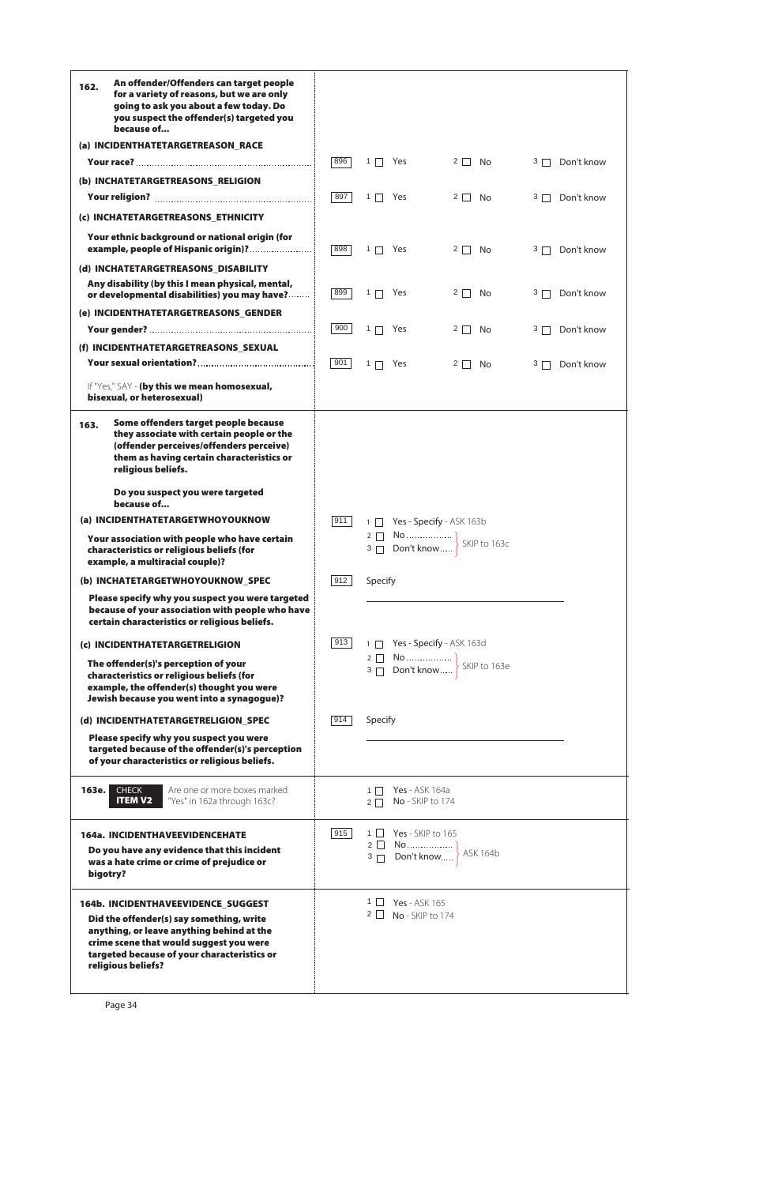| Question | Response |
|---|---|
| **162. An offender/Offenders can target people for a variety of reasons, but we are only going to ask you about a few today. Do you suspect the offender(s) targeted you because of...** | |
| **(a) INCIDENTHATETARGETREASON_RACE** | |
| **Your race?** | 896 — 1 ☐ Yes  2 ☐ No  3 ☐ Don't know |
| **(b) INCHATETARGETREASONS_RELIGION** | |
| **Your religion?** | 897 — 1 ☐ Yes  2 ☐ No  3 ☐ Don't know |
| **(c) INCHATETARGETREASONS_ETHNICITY** | |
| **Your ethnic background or national origin (for example, people of Hispanic origin)?** | 898 — 1 ☐ Yes  2 ☐ No  3 ☐ Don't know |
| **(d) INCHATETARGETREASONS_DISABILITY** | |
| **Any disability (by this I mean physical, mental, or developmental disabilities) you may have?** | 899 — 1 ☐ Yes  2 ☐ No  3 ☐ Don't know |
| **(e) INCIDENTHATETARGETREASONS_GENDER** | |
| **Your gender?** | 900 — 1 ☐ Yes  2 ☐ No  3 ☐ Don't know |
| **(f) INCIDENTHATETARGETREASONS_SEXUAL** | |
| **Your sexual orientation?** | 901 — 1 ☐ Yes  2 ☐ No  3 ☐ Don't know |
| If "Yes," SAY - **(by this we mean homosexual, bisexual, or heterosexual)** | |
| **163. Some offenders target people because they associate with certain people or the (offender perceives/offenders perceive) them as having certain characteristics or religious beliefs.** | |
| **Do you suspect you were targeted because of...** | |
| **(a) INCIDENTHATETARGETWHOYOUKNOW** | |
| **Your association with people who have certain characteristics or religious beliefs (for example, a multiracial couple)?** | 911 — 1 ☐ Yes - Specify - ASK 163b<br>2 ☐ No } SKIP to 163c<br>3 ☐ Don't know } SKIP to 163c |
| **(b) INCHATETARGETWHOYOUKNOW_SPEC** | |
| **Please specify why you suspect you were targeted because of your association with people who have certain characteristics or religious beliefs.** | 912 — Specify ____________________ |
| **(c) INCIDENTHATETARGETRELIGION** | |
| **The offender(s)'s perception of your characteristics or religious beliefs (for example, the offender(s) thought you were Jewish because you went into a synagogue)?** | 913 — 1 ☐ Yes - Specify - ASK 163d<br>2 ☐ No } SKIP to 163e<br>3 ☐ Don't know } SKIP to 163e |
| **(d) INCIDENTHATETARGETRELIGION_SPEC** | |
| **Please specify why you suspect you were targeted because of the offender(s)'s perception of your characteristics or religious beliefs.** | 914 — Specify ____________________ |
| **163e. CHECK ITEM V2** — Are one or more boxes marked "Yes" in 162a through 163c? | 1 ☐ Yes - ASK 164a<br>2 ☐ No - SKIP to 174 |
| **164a. INCIDENTHAVEEVIDENCEHATE**<br>**Do you have any evidence that this incident was a hate crime or crime of prejudice or bigotry?** | 915 — 1 ☐ Yes - SKIP to 165<br>2 ☐ No } ASK 164b<br>3 ☐ Don't know } ASK 164b |
| **164b. INCIDENTHAVEEVIDENCE_SUGGEST**<br>**Did the offender(s) say something, write anything, or leave anything behind at the crime scene that would suggest you were targeted because of your characteristics or religious beliefs?** | 1 ☐ Yes - ASK 165<br>2 ☐ No - SKIP to 174 |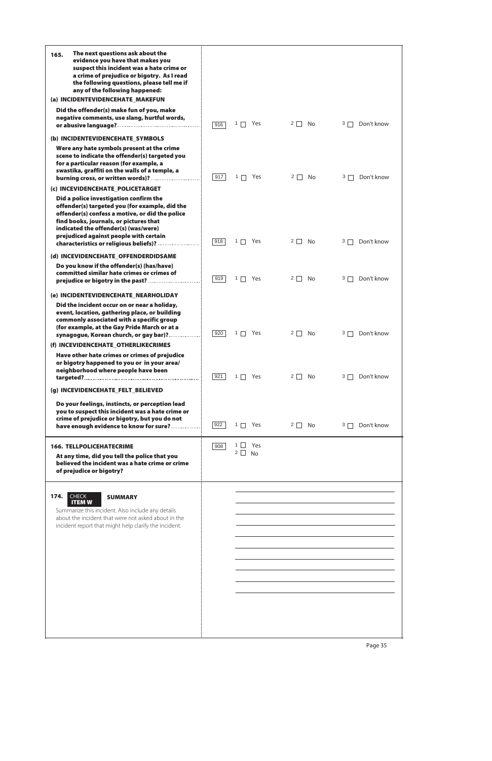**165.** **The next questions ask about the evidence you have that makes you suspect this incident was a hate crime or a crime of prejudice or bigotry. As I read the following questions, please tell me if any of the following happened:**

**(a) INCIDENTEVIDENCEHATE_MAKEFUN**

**Did the offender(s) make fun of you, make negative comments, use slang, hurtful words, or abusive language?**

916 — 1 ☐ Yes  2 ☐ No  3 ☐ Don't know

**(b) INCIDENTEVIDENCEHATE_SYMBOLS**

**Were any hate symbols present at the crime scene to indicate the offender(s) targeted you for a particular reason (for example, a swastika, graffiti on the walls of a temple, a burning cross, or written words)?**

917 — 1 ☐ Yes  2 ☐ No  3 ☐ Don't know

**(c) INCEVIDENCEHATE_POLICETARGET**

**Did a police investigation confirm the offender(s) targeted you (for example, did the offender(s) confess a motive, or did the police find books, journals, or pictures that indicated the offender(s) (was/were) prejudiced against people with certain characteristics or religious beliefs)?**

918 — 1 ☐ Yes  2 ☐ No  3 ☐ Don't know

**(d) INCEVIDENCEHATE_OFFENDERDIDSAME**

**Do you know if the offender(s) (has/have) committed similar hate crimes or crimes of prejudice or bigotry in the past?**

919 — 1 ☐ Yes  2 ☐ No  3 ☐ Don't know

**(e) INCIDENTEVIDENCEHATE_NEARHOLIDAY**

**Did the incident occur on or near a holiday, event, location, gathering place, or building commonly associated with a specific group (for example, at the Gay Pride March or at a synagogue, Korean church, or gay bar)?**

920 — 1 ☐ Yes  2 ☐ No  3 ☐ Don't know

**(f) INCEVIDENCEHATE_OTHERLIKECRIMES**

**Have other hate crimes or crimes of prejudice or bigotry happened to you or in your area/neighborhood where people have been targeted?**

921 — 1 ☐ Yes  2 ☐ No  3 ☐ Don't know

**(g) INCEVIDENCEHATE_FELT_BELIEVED**

**Do your feelings, instincts, or perception lead you to suspect this incident was a hate crime or crime of prejudice or bigotry, but you do not have enough evidence to know for sure?**

922 — 1 ☐ Yes  2 ☐ No  3 ☐ Don't know

**166. TELLPOLICEHATECRIME**

**At any time, did you tell the police that you believed the incident was a hate crime or crime of prejudice or bigotry?**

908 — 1 ☐ Yes  2 ☐ No

**174.** CHECK **ITEM W** **SUMMARY**

Summarize this incident. Also include any details about the incident that were not asked about in the incident report that might help clarify the incident.

________________________________________

________________________________________

________________________________________

________________________________________

________________________________________

________________________________________

________________________________________

________________________________________

________________________________________